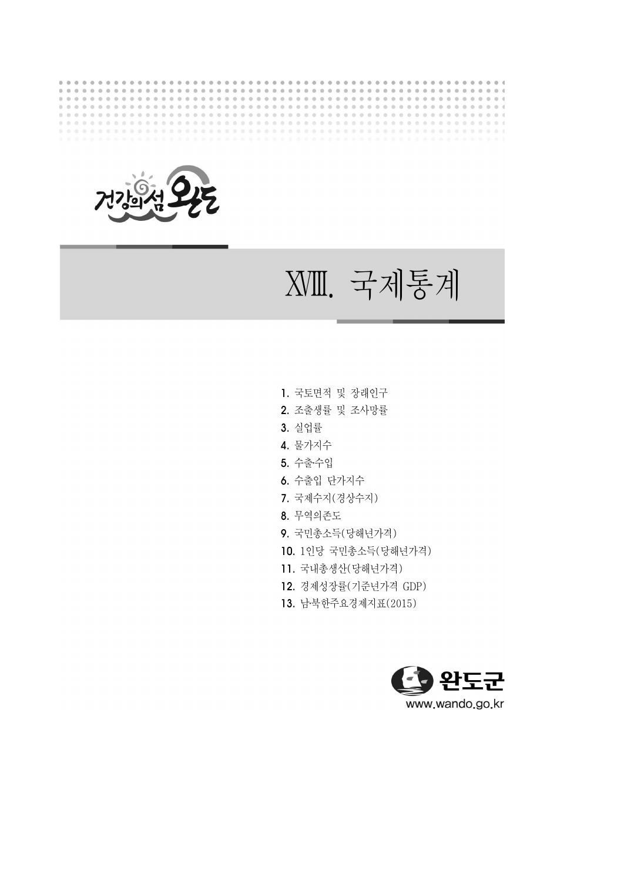건강의섬 완도

# XVIII. 국제통계

1. 국토면적 및 장래인구
2. 조출생률 및 조사망률
3. 실업률
4. 물가지수
5. 수출수입
6. 수출입 단가지수
7. 국제수지(경상수지)
8. 무역의존도
9. 국민총소득(당해년가격)
10. 1인당 국민총소득(당해년가격)
11. 국내총생산(당해년가격)
12. 경제성장률(기준년가격 GDP)
13. 남·북한주요경제지표(2015)

완도군
www.wando.go.kr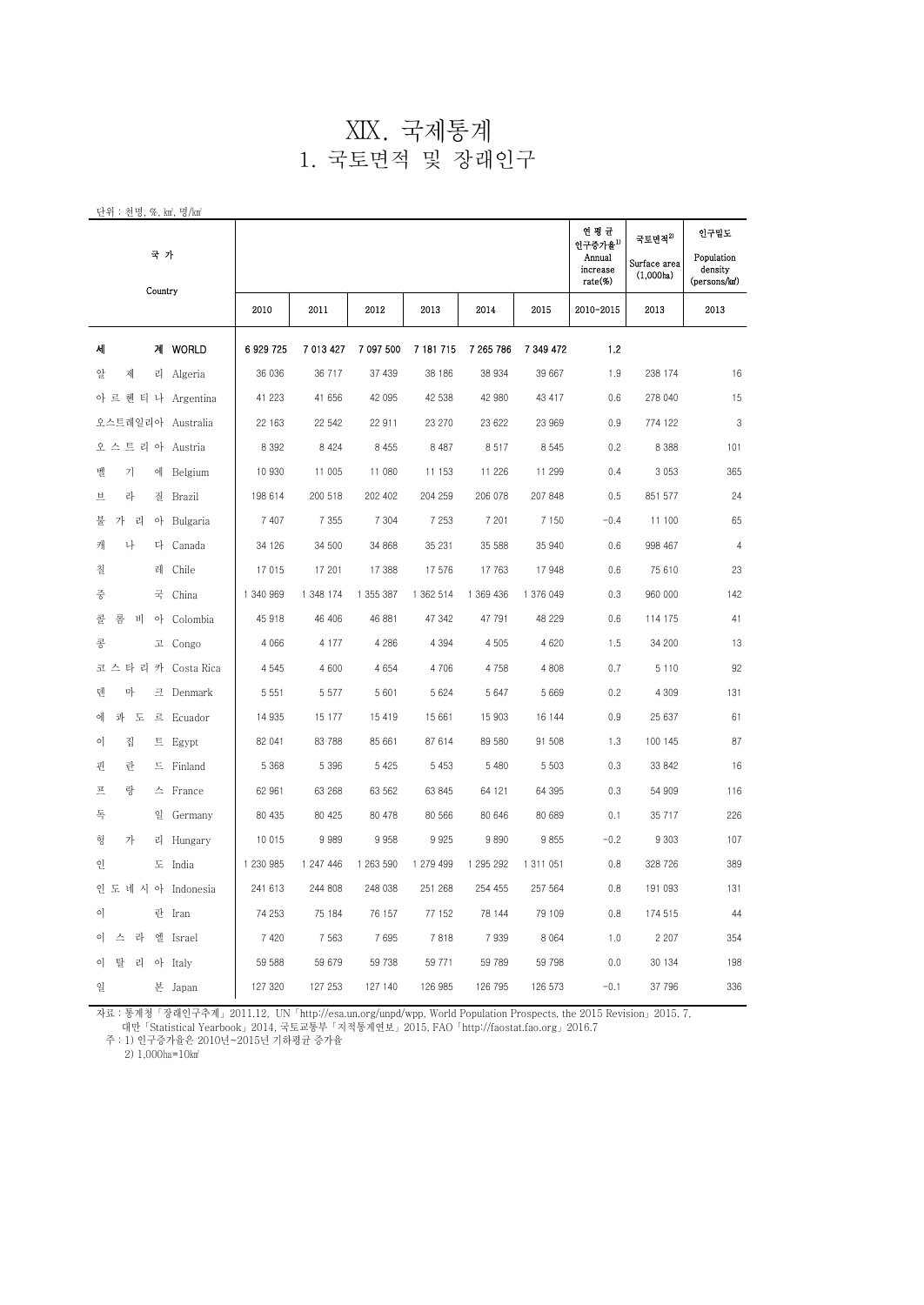# XIX. 국제통계

## 1. 국토면적 및 장래인구

단위 : 천명, %, ㎢, 명/㎢

| 국 가 Country | | | | | | | 연 평 균 인구증가율[1) Annual increase rate(%) | 국토면적[2) Surface area (1,000ha) | 인구밀도 Population density (persons/㎢) |
|---|---|---|---|---|---|---|---|---|---|
| | 2010 | 2011 | 2012 | 2013 | 2014 | 2015 | 2010-2015 | 2013 | 2013 |
| 세 계 WORLD | 6 929 725 | 7 013 427 | 7 097 500 | 7 181 715 | 7 265 786 | 7 349 472 | 1.2 | | |
| 알 제 리 Algeria | 36 036 | 36 717 | 37 439 | 38 186 | 38 934 | 39 667 | 1.9 | 238 174 | 16 |
| 아르헨티나 Argentina | 41 223 | 41 656 | 42 095 | 42 538 | 42 980 | 43 417 | 0.6 | 278 040 | 15 |
| 오스트레일리아 Australia | 22 163 | 22 542 | 22 911 | 23 270 | 23 622 | 23 969 | 0.9 | 774 122 | 3 |
| 오스트리아 Austria | 8 392 | 8 424 | 8 455 | 8 487 | 8 517 | 8 545 | 0.2 | 8 388 | 101 |
| 벨 기 에 Belgium | 10 930 | 11 005 | 11 080 | 11 153 | 11 226 | 11 299 | 0.4 | 3 053 | 365 |
| 브 라 질 Brazil | 198 614 | 200 518 | 202 402 | 204 259 | 206 078 | 207 848 | 0.5 | 851 577 | 24 |
| 불가리아 Bulgaria | 7 407 | 7 355 | 7 304 | 7 253 | 7 201 | 7 150 | -0.4 | 11 100 | 65 |
| 캐 나 다 Canada | 34 126 | 34 500 | 34 868 | 35 231 | 35 588 | 35 940 | 0.6 | 998 467 | 4 |
| 칠 레 Chile | 17 015 | 17 201 | 17 388 | 17 576 | 17 763 | 17 948 | 0.6 | 75 610 | 23 |
| 중 국 China | 1 340 969 | 1 348 174 | 1 355 387 | 1 362 514 | 1 369 436 | 1 376 049 | 0.3 | 960 000 | 142 |
| 콜롬비아 Colombia | 45 918 | 46 406 | 46 881 | 47 342 | 47 791 | 48 229 | 0.6 | 114 175 | 41 |
| 콩 고 Congo | 4 066 | 4 177 | 4 286 | 4 394 | 4 505 | 4 620 | 1.5 | 34 200 | 13 |
| 코스타리카 Costa Rica | 4 545 | 4 600 | 4 654 | 4 706 | 4 758 | 4 808 | 0.7 | 5 110 | 92 |
| 덴 마 크 Denmark | 5 551 | 5 577 | 5 601 | 5 624 | 5 647 | 5 669 | 0.2 | 4 309 | 131 |
| 에콰도르 Ecuador | 14 935 | 15 177 | 15 419 | 15 661 | 15 903 | 16 144 | 0.9 | 25 637 | 61 |
| 이 집 트 Egypt | 82 041 | 83 788 | 85 661 | 87 614 | 89 580 | 91 508 | 1.3 | 100 145 | 87 |
| 핀 란 드 Finland | 5 368 | 5 396 | 5 425 | 5 453 | 5 480 | 5 503 | 0.3 | 33 842 | 16 |
| 프 랑 스 France | 62 961 | 63 268 | 63 562 | 63 845 | 64 121 | 64 395 | 0.3 | 54 909 | 116 |
| 독 일 Germany | 80 435 | 80 425 | 80 478 | 80 566 | 80 646 | 80 689 | 0.1 | 35 717 | 226 |
| 헝 가 리 Hungary | 10 015 | 9 989 | 9 958 | 9 925 | 9 890 | 9 855 | -0.2 | 9 303 | 107 |
| 인 도 India | 1 230 985 | 1 247 446 | 1 263 590 | 1 279 499 | 1 295 292 | 1 311 051 | 0.8 | 328 726 | 389 |
| 인도네시아 Indonesia | 241 613 | 244 808 | 248 038 | 251 268 | 254 455 | 257 564 | 0.8 | 191 093 | 131 |
| 이 란 Iran | 74 253 | 75 184 | 76 157 | 77 152 | 78 144 | 79 109 | 0.8 | 174 515 | 44 |
| 이스라엘 Israel | 7 420 | 7 563 | 7 695 | 7 818 | 7 939 | 8 064 | 1.0 | 2 207 | 354 |
| 이탈리아 Italy | 59 588 | 59 679 | 59 738 | 59 771 | 59 789 | 59 798 | 0.0 | 30 134 | 198 |
| 일 본 Japan | 127 320 | 127 253 | 127 140 | 126 985 | 126 795 | 126 573 | -0.1 | 37 796 | 336 |

자료 : 통계청「장래인구추계」2011.12, UN「http://esa.un.org/unpd/wpp, World Population Prospects, the 2015 Revision」2015. 7, 대만「Statistical Yearbook」2014, 국토교통부「지적통계연보」2015, FAO「http://faostat.fao.org」2016.7

주 : 1) 인구증가율은 2010년~2015년 기하평균 증가율

2) 1,000ha=10㎢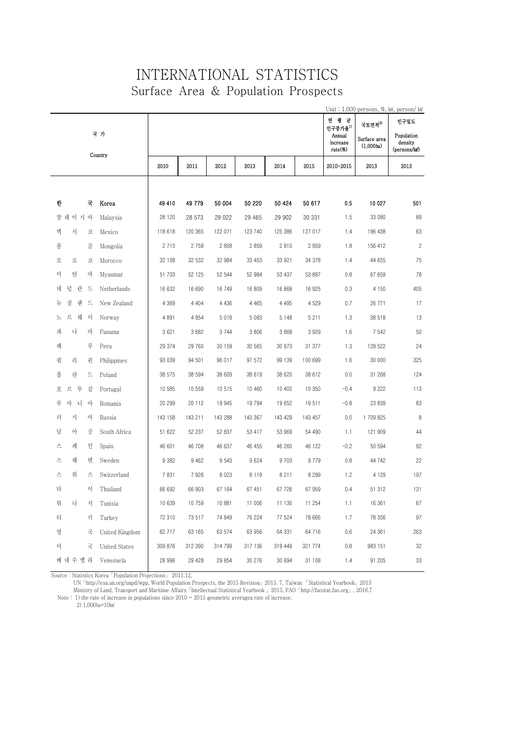# INTERNATIONAL STATISTICS

## Surface Area & Population Prospects

Unit : 1,000 persons, %, ㎢, person/ ㎢

| 국 가 | Country | 2010 | 2011 | 2012 | 2013 | 2014 | 2015 | 연 평 균 인구증가율[1) ] Annual increase rate(%) 2010-2015 | 국토면적[2)] Surface area (1,000ha) 2013 | 인구밀도 Population density (persons/㎢) 2013 |
|---|---|---|---|---|---|---|---|---|---|---|
| **한 국** | **Korea** | **49 410** | **49 779** | **50 004** | **50 220** | **50 424** | **50 617** | **0.5** | **10 027** | **501** |
| 말 레 이 시 아 | Malaysia | 28 120 | 28 573 | 29 022 | 29 465 | 29 902 | 30 331 | 1.5 | 33 080 | 89 |
| 멕 시 코 | Mexico | 118 618 | 120 365 | 122 071 | 123 740 | 125 386 | 127 017 | 1.4 | 196 438 | 63 |
| 몽 골 | Mongolia | 2 713 | 2 759 | 2 808 | 2 859 | 2 910 | 2 959 | 1.8 | 156 412 | 2 |
| 모 로 코 | Morocco | 32 108 | 32 532 | 32 984 | 33 453 | 33 921 | 34 378 | 1.4 | 44 655 | 75 |
| 미 얀 마 | Myanmar | 51 733 | 52 125 | 52 544 | 52 984 | 53 437 | 53 897 | 0.8 | 67 659 | 78 |
| 네 덜 란 드 | Netherlands | 16 632 | 16 690 | 16 749 | 16 809 | 16 868 | 16 925 | 0.3 | 4 150 | 405 |
| 뉴 질 랜 드 | New Zealand | 4 369 | 4 404 | 4 436 | 4 465 | 4 495 | 4 529 | 0.7 | 26 771 | 17 |
| 노 르 웨 이 | Norway | 4 891 | 4 954 | 5 018 | 5 083 | 5 148 | 5 211 | 1.3 | 38 518 | 13 |
| 파 나 마 | Panama | 3 621 | 3 682 | 3 744 | 3 806 | 3 868 | 3 929 | 1.6 | 7 542 | 50 |
| 페 루 | Peru | 29 374 | 29 760 | 30 159 | 30 565 | 30 973 | 31 377 | 1.3 | 128 522 | 24 |
| 필 리 핀 | Philippines | 93 039 | 94 501 | 96 017 | 97 572 | 99 139 | 100 699 | 1.6 | 30 000 | 325 |
| 폴 란 드 | Poland | 38 575 | 38 594 | 38 609 | 38 619 | 38 620 | 38 612 | 0.0 | 31 268 | 124 |
| 포 르 투 갈 | Portugal | 10 585 | 10 559 | 10 515 | 10 460 | 10 402 | 10 350 | -0.4 | 9 222 | 113 |
| 루 마 니 아 | Romania | 20 299 | 20 112 | 19 945 | 19 794 | 19 652 | 19 511 | -0.8 | 23 839 | 83 |
| 러 시 아 | Russia | 143 158 | 143 211 | 143 288 | 143 367 | 143 429 | 143 457 | 0.0 | 1 709 825 | 8 |
| 남 아 공 | South Africa | 51 622 | 52 237 | 52 837 | 53 417 | 53 969 | 54 490 | 1.1 | 121 909 | 44 |
| 스 페 인 | Spain | 46 601 | 46 708 | 46 637 | 46 455 | 46 260 | 46 122 | -0.2 | 50 594 | 92 |
| 스 웨 덴 | Sweden | 9 382 | 9 462 | 9 543 | 9 624 | 9 703 | 9 779 | 0.8 | 44 742 | 22 |
| 스 위 스 | Switzerland | 7 831 | 7 926 | 8 023 | 8 119 | 8 211 | 8 299 | 1.2 | 4 129 | 197 |
| 타 이 | Thailand | 66 692 | 66 903 | 67 164 | 67 451 | 67 726 | 67 959 | 0.4 | 51 312 | 131 |
| 튀 니 지 | Tunisia | 10 639 | 10 759 | 10 881 | 11 006 | 11 130 | 11 254 | 1.1 | 16 361 | 67 |
| 터 키 | Turkey | 72 310 | 73 517 | 74 849 | 76 224 | 77 524 | 78 666 | 1.7 | 78 356 | 97 |
| 영 국 | United Kingdom | 62 717 | 63 165 | 63 574 | 63 956 | 64 331 | 64 716 | 0.6 | 24 361 | 263 |
| 미 국 | United States | 309 876 | 312 390 | 314 799 | 317 136 | 319 449 | 321 774 | 0.8 | 983 151 | 32 |
| 베 네 수 엘 라 | Venezuela | 28 996 | 29 428 | 29 854 | 30 276 | 30 694 | 31 108 | 1.4 | 91 205 | 33 |

Source : Statistics Korea「Population Projections」 2011.12,
UN「http://esa.un.org/unpd/wpp, World Population Prospects, the 2015 Revision」2015. 7, Taiwan 「Statistical Yearbook」2013
Ministry of Land, Transport and Maritime Affairs「Intellectual Statistical Yearbook 」2015, FAO「http://faostat.fao.org」. 2016.7

Note : 1) the rate of increase in populations since 2010 ~ 2015 geometric averagea rate of increase.
2) 1,000ha=10㎢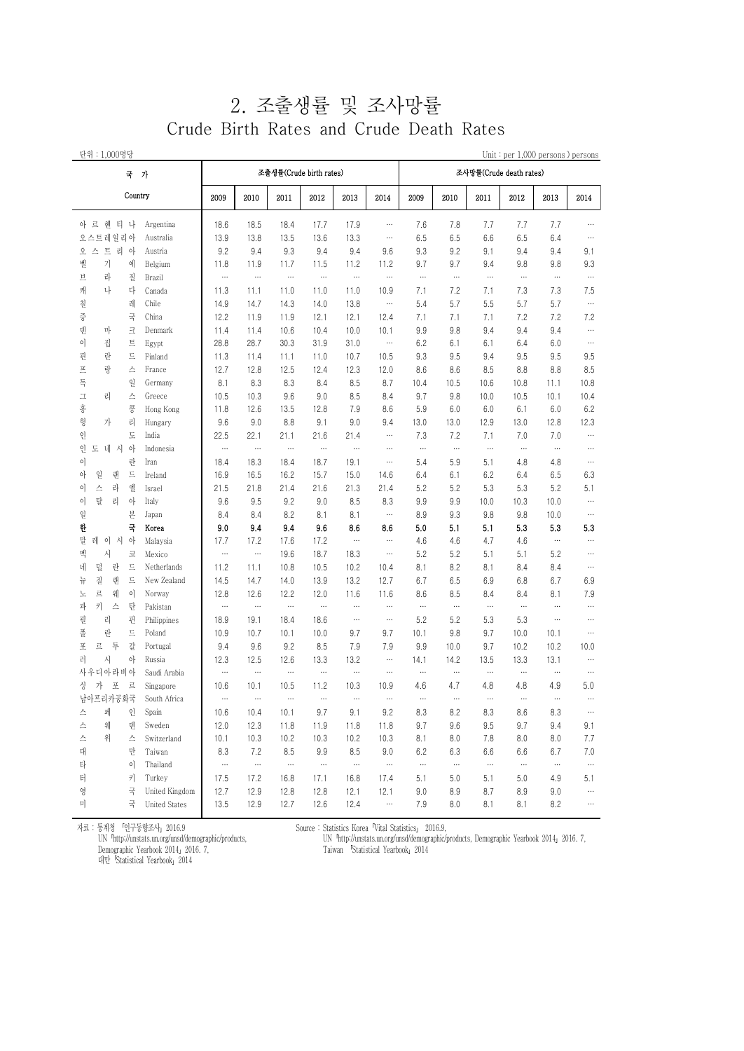# 2. 조출생률 및 조사망률

## Crude Birth Rates and Crude Death Rates

단위 : 1,000명당 Unit : per 1,000 persons ) persons

| 국 가 | Country | 조출생률(Crude birth rates) | | | | | | 조사망률(Crude death rates) | | | | | |
|---|---|---|---|---|---|---|---|---|---|---|---|---|---|
| | | 2009 | 2010 | 2011 | 2012 | 2013 | 2014 | 2009 | 2010 | 2011 | 2012 | 2013 | 2014 |
| 아 르 헨 티 나 | Argentina | 18.6 | 18.5 | 18.4 | 17.7 | 17.9 | … | 7.6 | 7.8 | 7.7 | 7.7 | 7.7 | … |
| 오스트레일리아 | Australia | 13.9 | 13.8 | 13.5 | 13.6 | 13.3 | … | 6.5 | 6.5 | 6.6 | 6.5 | 6.4 | … |
| 오 스 트 리 아 | Austria | 9.2 | 9.4 | 9.3 | 9.4 | 9.4 | 9.6 | 9.3 | 9.2 | 9.1 | 9.4 | 9.4 | 9.1 |
| 벨 기 에 | Belgium | 11.8 | 11.9 | 11.7 | 11.5 | 11.2 | 11.2 | 9.7 | 9.7 | 9.4 | 9.8 | 9.8 | 9.3 |
| 브 라 질 | Brazil | … | … | … | … | … | … | … | … | … | … | … | … |
| 캐 나 다 | Canada | 11.3 | 11.1 | 11.0 | 11.0 | 11.0 | 10.9 | 7.1 | 7.2 | 7.1 | 7.3 | 7.3 | 7.5 |
| 칠 레 | Chile | 14.9 | 14.7 | 14.3 | 14.0 | 13.8 | … | 5.4 | 5.7 | 5.5 | 5.7 | 5.7 | … |
| 중 국 | China | 12.2 | 11.9 | 11.9 | 12.1 | 12.1 | 12.4 | 7.1 | 7.1 | 7.1 | 7.2 | 7.2 | 7.2 |
| 덴 마 크 | Denmark | 11.4 | 11.4 | 10.6 | 10.4 | 10.0 | 10.1 | 9.9 | 9.8 | 9.4 | 9.4 | 9.4 | … |
| 이 집 트 | Egypt | 28.8 | 28.7 | 30.3 | 31.9 | 31.0 | … | 6.2 | 6.1 | 6.1 | 6.4 | 6.0 | … |
| 핀 란 드 | Finland | 11.3 | 11.4 | 11.1 | 11.0 | 10.7 | 10.5 | 9.3 | 9.5 | 9.4 | 9.5 | 9.5 | 9.5 |
| 프 랑 스 | France | 12.7 | 12.8 | 12.5 | 12.4 | 12.3 | 12.0 | 8.6 | 8.6 | 8.5 | 8.8 | 8.8 | 8.5 |
| 독 일 | Germany | 8.1 | 8.3 | 8.3 | 8.4 | 8.5 | 8.7 | 10.4 | 10.5 | 10.6 | 10.8 | 11.1 | 10.8 |
| 그 리 스 | Greece | 10.5 | 10.3 | 9.6 | 9.0 | 8.5 | 8.4 | 9.7 | 9.8 | 10.0 | 10.5 | 10.1 | 10.4 |
| 홍 콩 | Hong Kong | 11.8 | 12.6 | 13.5 | 12.8 | 7.9 | 8.6 | 5.9 | 6.0 | 6.0 | 6.1 | 6.0 | 6.2 |
| 헝 가 리 | Hungary | 9.6 | 9.0 | 8.8 | 9.1 | 9.0 | 9.4 | 13.0 | 13.0 | 12.9 | 13.0 | 12.8 | 12.3 |
| 인 도 | India | 22.5 | 22.1 | 21.1 | 21.6 | 21.4 | … | 7.3 | 7.2 | 7.1 | 7.0 | 7.0 | … |
| 인 도 네 시 아 | Indonesia | … | … | … | … | … | … | … | … | … | … | … | … |
| 이 란 | Iran | 18.4 | 18.3 | 18.4 | 18.7 | 19.1 | … | 5.4 | 5.9 | 5.1 | 4.8 | 4.8 | … |
| 아 일 랜 드 | Ireland | 16.9 | 16.5 | 16.2 | 15.7 | 15.0 | 14.6 | 6.4 | 6.1 | 6.2 | 6.4 | 6.5 | 6.3 |
| 이 스 라 엘 | Israel | 21.5 | 21.8 | 21.4 | 21.6 | 21.3 | 21.4 | 5.2 | 5.2 | 5.3 | 5.3 | 5.2 | 5.1 |
| 이 탈 리 아 | Italy | 9.6 | 9.5 | 9.2 | 9.0 | 8.5 | 8.3 | 9.9 | 9.9 | 10.0 | 10.3 | 10.0 | … |
| 일 본 | Japan | 8.4 | 8.4 | 8.2 | 8.1 | 8.1 | … | 8.9 | 9.3 | 9.8 | 9.8 | 10.0 | … |
| **한 국** | **Korea** | **9.0** | **9.4** | **9.4** | **9.6** | **8.6** | **8.6** | **5.0** | **5.1** | **5.1** | **5.3** | **5.3** | **5.3** |
| 말 레 이 시 아 | Malaysia | 17.7 | 17.2 | 17.6 | 17.2 | … | … | 4.6 | 4.6 | 4.7 | 4.6 | … | … |
| 멕 시 코 | Mexico | … | … | 19.6 | 18.7 | 18.3 | … | 5.2 | 5.2 | 5.1 | 5.1 | 5.2 | … |
| 네 덜 란 드 | Netherlands | 11.2 | 11.1 | 10.8 | 10.5 | 10.2 | 10.4 | 8.1 | 8.2 | 8.1 | 8.4 | 8.4 | … |
| 뉴 질 랜 드 | New Zealand | 14.5 | 14.7 | 14.0 | 13.9 | 13.2 | 12.7 | 6.7 | 6.5 | 6.9 | 6.8 | 6.7 | 6.9 |
| 노 르 웨 이 | Norway | 12.8 | 12.6 | 12.2 | 12.0 | 11.6 | 11.6 | 8.6 | 8.5 | 8.4 | 8.4 | 8.1 | 7.9 |
| 파 키 스 탄 | Pakistan | … | … | … | … | … | … | … | … | … | … | … | … |
| 필 리 핀 | Philippines | 18.9 | 19.1 | 18.4 | 18.6 | … | … | 5.2 | 5.2 | 5.3 | 5.3 | … | … |
| 폴 란 드 | Poland | 10.9 | 10.7 | 10.1 | 10.0 | 9.7 | 9.7 | 10.1 | 9.8 | 9.7 | 10.0 | 10.1 | … |
| 포 르 투 갈 | Portugal | 9.4 | 9.6 | 9.2 | 8.5 | 7.9 | 7.9 | 9.9 | 10.0 | 9.7 | 10.2 | 10.2 | 10.0 |
| 러 시 아 | Russia | 12.3 | 12.5 | 12.6 | 13.3 | 13.2 | … | 14.1 | 14.2 | 13.5 | 13.3 | 13.1 | … |
| 사우디아라비아 | Saudi Arabia | … | … | … | … | … | … | … | … | … | … | … | … |
| 싱 가 포 르 | Singapore | 10.6 | 10.1 | 10.5 | 11.2 | 10.3 | 10.9 | 4.6 | 4.7 | 4.8 | 4.8 | 4.9 | 5.0 |
| 남아프리카공화국 | South Africa | … | … | … | … | … | … | … | … | … | … | … | … |
| 스 페 인 | Spain | 10.6 | 10.4 | 10.1 | 9.7 | 9.1 | 9.2 | 8.3 | 8.2 | 8.3 | 8.6 | 8.3 | … |
| 스 웨 덴 | Sweden | 12.0 | 12.3 | 11.8 | 11.9 | 11.8 | 11.8 | 9.7 | 9.6 | 9.5 | 9.7 | 9.4 | 9.1 |
| 스 위 스 | Switzerland | 10.1 | 10.3 | 10.2 | 10.3 | 10.2 | 10.3 | 8.1 | 8.0 | 7.8 | 8.0 | 8.0 | 7.7 |
| 대 만 | Taiwan | 8.3 | 7.2 | 8.5 | 9.9 | 8.5 | 9.0 | 6.2 | 6.3 | 6.6 | 6.6 | 6.7 | 7.0 |
| 타 이 | Thailand | … | … | … | … | … | … | … | … | … | … | … | … |
| 터 키 | Turkey | 17.5 | 17.2 | 16.8 | 17.1 | 16.8 | 17.4 | 5.1 | 5.0 | 5.1 | 5.0 | 4.9 | 5.1 |
| 영 국 | United Kingdom | 12.7 | 12.9 | 12.8 | 12.8 | 12.1 | 12.1 | 9.0 | 8.9 | 8.7 | 8.9 | 9.0 | … |
| 미 국 | United States | 13.5 | 12.9 | 12.7 | 12.6 | 12.4 | … | 7.9 | 8.0 | 8.1 | 8.1 | 8.2 | … |

자료 : 통계청 「인구동향조사」 2016.9
UN 「http://unstats.un.org/unsd/demographic/products, Demographic Yearbook 2014」 2016. 7,
대만 「Statistical Yearbook」 2014

Source : Statistics Korea 「Vital Statistics」 2016.9,
UN 「http://unstats.un.org/unsd/demographic/products, Demographic Yearbook 2014」 2016. 7,
Taiwan 「Statistical Yearbook」 2014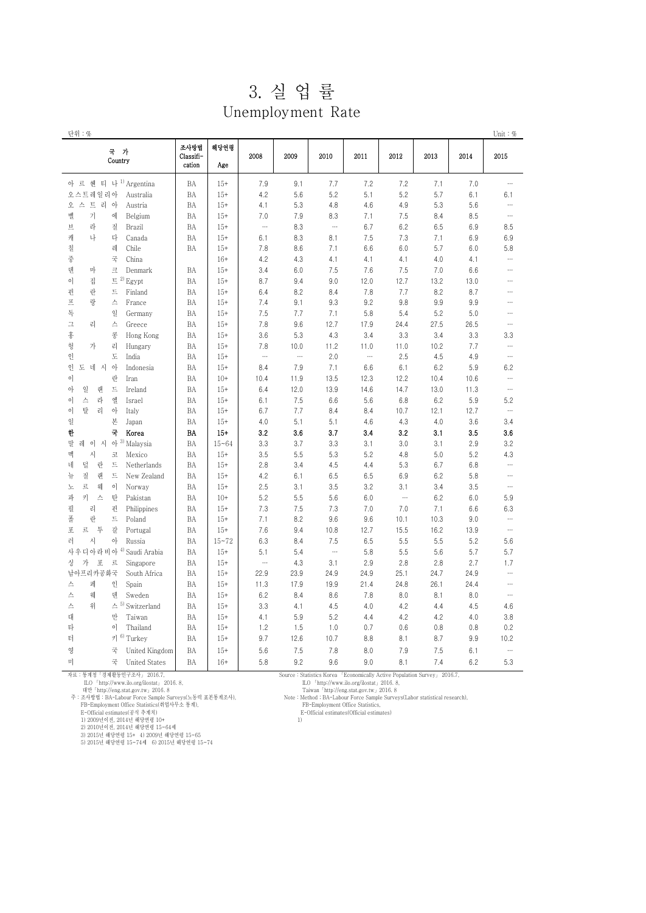# 3. 실 업 률
## Unemployment Rate

단위 : %　　　　　　　　　　　　　　　　　　　　　　　　　　　　　　　　Unit : %

| 국 가<br>Country | | 조사방법<br>Classifi-cation | 해당연령<br>Age | 2008 | 2009 | 2010 | 2011 | 2012 | 2013 | 2014 | 2015 |
|---|---|---|---|---|---|---|---|---|---|---|---|
| 아 르 헨 티 나 1) | Argentina | BA | 15+ | 7.9 | 9.1 | 7.7 | 7.2 | 7.2 | 7.1 | 7.0 | … |
| 오스트레일리아 | Australia | BA | 15+ | 4.2 | 5.6 | 5.2 | 5.1 | 5.2 | 5.7 | 6.1 | 6.1 |
| 오 스 트 리 아 | Austria | BA | 15+ | 4.1 | 5.3 | 4.8 | 4.6 | 4.9 | 5.3 | 5.6 | … |
| 벨 기 에 | Belgium | BA | 15+ | 7.0 | 7.9 | 8.3 | 7.1 | 7.5 | 8.4 | 8.5 | … |
| 브 라 질 | Brazil | BA | 15+ | … | 8.3 | … | 6.7 | 6.2 | 6.5 | 6.9 | 8.5 |
| 캐 나 다 | Canada | BA | 15+ | 6.1 | 8.3 | 8.1 | 7.5 | 7.3 | 7.1 | 6.9 | 6.9 |
| 칠 레 | Chile | BA | 15+ | 7.8 | 8.6 | 7.1 | 6.6 | 6.0 | 5.7 | 6.0 | 5.8 |
| 중 국 | China | | 16+ | 4.2 | 4.3 | 4.1 | 4.1 | 4.1 | 4.0 | 4.1 | … |
| 덴 마 크 | Denmark | BA | 15+ | 3.4 | 6.0 | 7.5 | 7.6 | 7.5 | 7.0 | 6.6 | … |
| 이 집 트 2) | Egypt | BA | 15+ | 8.7 | 9.4 | 9.0 | 12.0 | 12.7 | 13.2 | 13.0 | … |
| 핀 란 드 | Finland | BA | 15+ | 6.4 | 8.2 | 8.4 | 7.8 | 7.7 | 8.2 | 8.7 | … |
| 프 랑 스 | France | BA | 15+ | 7.4 | 9.1 | 9.3 | 9.2 | 9.8 | 9.9 | 9.9 | … |
| 독 일 | Germany | BA | 15+ | 7.5 | 7.7 | 7.1 | 5.8 | 5.4 | 5.2 | 5.0 | … |
| 그 리 스 | Greece | BA | 15+ | 7.8 | 9.6 | 12.7 | 17.9 | 24.4 | 27.5 | 26.5 | … |
| 홍 콩 | Hong Kong | BA | 15+ | 3.6 | 5.3 | 4.3 | 3.4 | 3.3 | 3.4 | 3.3 | 3.3 |
| 헝 가 리 | Hungary | BA | 15+ | 7.8 | 10.0 | 11.2 | 11.0 | 11.0 | 10.2 | 7.7 | … |
| 인 도 | India | BA | 15+ | … | … | 2.0 | … | 2.5 | 4.5 | 4.9 | … |
| 인 도 네 시 아 | Indonesia | BA | 15+ | 8.4 | 7.9 | 7.1 | 6.6 | 6.1 | 6.2 | 5.9 | 6.2 |
| 이 란 | Iran | BA | 10+ | 10.4 | 11.9 | 13.5 | 12.3 | 12.2 | 10.4 | 10.6 | … |
| 아 일 랜 드 | Ireland | BA | 15+ | 6.4 | 12.0 | 13.9 | 14.6 | 14.7 | 13.0 | 11.3 | … |
| 이 스 라 엘 | Israel | BA | 15+ | 6.1 | 7.5 | 6.6 | 5.6 | 6.8 | 6.2 | 5.9 | 5.2 |
| 이 탈 리 아 | Italy | BA | 15+ | 6.7 | 7.7 | 8.4 | 8.4 | 10.7 | 12.1 | 12.7 | … |
| 일 본 | Japan | BA | 15+ | 4.0 | 5.1 | 5.1 | 4.6 | 4.3 | 4.0 | 3.6 | 3.4 |
| **한 국** | **Korea** | **BA** | **15+** | **3.2** | **3.6** | **3.7** | **3.4** | **3.2** | **3.1** | **3.5** | **3.6** |
| 말 레 이 시 아 3) | Malaysia | BA | 15~64 | 3.3 | 3.7 | 3.3 | 3.1 | 3.0 | 3.1 | 2.9 | 3.2 |
| 멕 시 코 | Mexico | BA | 15+ | 3.5 | 5.5 | 5.3 | 5.2 | 4.8 | 5.0 | 5.2 | 4.3 |
| 네 덜 란 드 | Netherlands | BA | 15+ | 2.8 | 3.4 | 4.5 | 4.4 | 5.3 | 6.7 | 6.8 | … |
| 뉴 질 랜 드 | New Zealand | BA | 15+ | 4.2 | 6.1 | 6.5 | 6.5 | 6.9 | 6.2 | 5.8 | … |
| 노 르 웨 이 | Norway | BA | 15+ | 2.5 | 3.1 | 3.5 | 3.2 | 3.1 | 3.4 | 3.5 | … |
| 파 키 스 탄 | Pakistan | BA | 10+ | 5.2 | 5.5 | 5.6 | 6.0 | … | 6.2 | 6.0 | 5.9 |
| 필 리 핀 | Philippines | BA | 15+ | 7.3 | 7.5 | 7.3 | 7.0 | 7.0 | 7.1 | 6.6 | 6.3 |
| 폴 란 드 | Poland | BA | 15+ | 7.1 | 8.2 | 9.6 | 9.6 | 10.1 | 10.3 | 9.0 | … |
| 포 르 투 갈 | Portugal | BA | 15+ | 7.6 | 9.4 | 10.8 | 12.7 | 15.5 | 16.2 | 13.9 | … |
| 러 시 아 | Russia | BA | 15~72 | 6.3 | 8.4 | 7.5 | 6.5 | 5.5 | 5.5 | 5.2 | 5.6 |
| 사우디아라비아 4) | Saudi Arabia | BA | 15+ | 5.1 | 5.4 | … | 5.8 | 5.5 | 5.6 | 5.7 | 5.7 |
| 싱 가 포 르 | Singapore | BA | 15+ | … | 4.3 | 3.1 | 2.9 | 2.8 | 2.8 | 2.7 | 1.7 |
| 남아프리카공화국 | South Africa | BA | 15+ | 22.9 | 23.9 | 24.9 | 24.9 | 25.1 | 24.7 | 24.9 | … |
| 스 페 인 | Spain | BA | 15+ | 11.3 | 17.9 | 19.9 | 21.4 | 24.8 | 26.1 | 24.4 | … |
| 스 웨 덴 | Sweden | BA | 15+ | 6.2 | 8.4 | 8.6 | 7.8 | 8.0 | 8.1 | 8.0 | … |
| 스 위 스 5) | Switzerland | BA | 15+ | 3.3 | 4.1 | 4.5 | 4.0 | 4.2 | 4.4 | 4.5 | 4.6 |
| 대 만 | Taiwan | BA | 15+ | 4.1 | 5.9 | 5.2 | 4.4 | 4.2 | 4.2 | 4.0 | 3.8 |
| 타 이 | Thailand | BA | 15+ | 1.2 | 1.5 | 1.0 | 0.7 | 0.6 | 0.8 | 0.8 | 0.2 |
| 터 키 6) | Turkey | BA | 15+ | 9.7 | 12.6 | 10.7 | 8.8 | 8.1 | 8.7 | 9.9 | 10.2 |
| 영 국 | United Kingdom | BA | 15+ | 5.6 | 7.5 | 7.8 | 8.0 | 7.9 | 7.5 | 6.1 | … |
| 미 국 | United States | BA | 16+ | 5.8 | 9.2 | 9.6 | 9.0 | 8.1 | 7.4 | 6.2 | 5.3 |

자료 : 통계청 「경제활동인구조사」 2016.7.
　　ILO 「http://www.ilo.org/ilostat」 2016. 8.
　　대만 「http://eng.stat.gov.tw」 2016. 8
주 : 조사방법 : BA-Labour Force Sample Surveys(노동력 표본통계조사),
　　FB-Employment Office Statistics(취업사무소 통계),
　　E-Official estimates(공식 추계치)
　　1) 2009년이전, 2014년 해당연령 10+
　　2) 2010년이전, 2014년 해당연령 15-64세
　　3) 2015년 해당연령 15+　4) 2009년 해당연령 15-65
　　5) 2015년 해당연령 15-74세　6) 2015년 해당연령 15-74

Source : Statistics Korea 「Economically Active Population Survey」 2016.7.
　　ILO 「http://www.ilo.org/ilostat」 2016. 8.
　　Taiwan 「http://eng.stat.gov.tw」 2016. 8
Note : Method : BA-Labour Force Sample Surveys(Labor statistical research),
　　FB-Employment Office Statistics,
　　E-Official estimates(Official estimates)
　　1)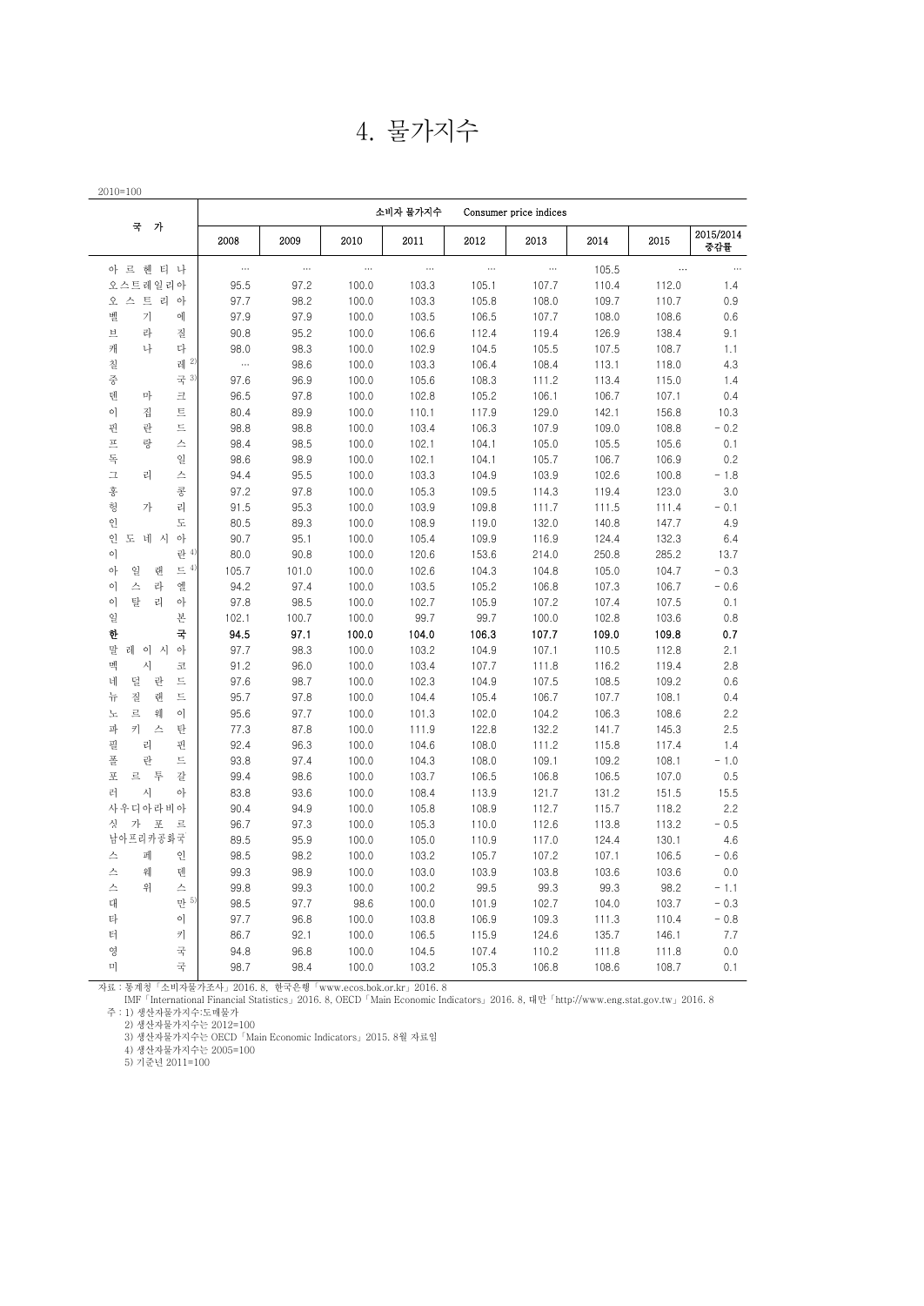# 4. 물가지수

2010=100

| 국 가 | 소비자 물가지수 Consumer price indices | | | | | | | | |
|---|---|---|---|---|---|---|---|---|---|
| | 2008 | 2009 | 2010 | 2011 | 2012 | 2013 | 2014 | 2015 | 2015/2014 증감률 |
| 아르헨티나 | … | … | … | … | … | … | 105.5 | … | … |
| 오스트레일리아 | 95.5 | 97.2 | 100.0 | 103.3 | 105.1 | 107.7 | 110.4 | 112.0 | 1.4 |
| 오스트리아 | 97.7 | 98.2 | 100.0 | 103.3 | 105.8 | 108.0 | 109.7 | 110.7 | 0.9 |
| 벨기에 | 97.9 | 97.9 | 100.0 | 103.5 | 106.5 | 107.7 | 108.0 | 108.6 | 0.6 |
| 브라질 | 90.8 | 95.2 | 100.0 | 106.6 | 112.4 | 119.4 | 126.9 | 138.4 | 9.1 |
| 캐나다 | 98.0 | 98.3 | 100.0 | 102.9 | 104.5 | 105.5 | 107.5 | 108.7 | 1.1 |
| 칠레 2) | … | 98.6 | 100.0 | 103.3 | 106.4 | 108.4 | 113.1 | 118.0 | 4.3 |
| 중국 3) | 97.6 | 96.9 | 100.0 | 105.6 | 108.3 | 111.2 | 113.4 | 115.0 | 1.4 |
| 덴마크 | 96.5 | 97.8 | 100.0 | 102.8 | 105.2 | 106.1 | 106.7 | 107.1 | 0.4 |
| 이집트 | 80.4 | 89.9 | 100.0 | 110.1 | 117.9 | 129.0 | 142.1 | 156.8 | 10.3 |
| 핀란드 | 98.8 | 98.8 | 100.0 | 103.4 | 106.3 | 107.9 | 109.0 | 108.8 | − 0.2 |
| 프랑스 | 98.4 | 98.5 | 100.0 | 102.1 | 104.1 | 105.0 | 105.5 | 105.6 | 0.1 |
| 독일 | 98.6 | 98.9 | 100.0 | 102.1 | 104.1 | 105.7 | 106.7 | 106.9 | 0.2 |
| 그리스 | 94.4 | 95.5 | 100.0 | 103.3 | 104.9 | 103.9 | 102.6 | 100.8 | − 1.8 |
| 홍콩 | 97.2 | 97.8 | 100.0 | 105.3 | 109.5 | 114.3 | 119.4 | 123.0 | 3.0 |
| 헝가리 | 91.5 | 95.3 | 100.0 | 103.9 | 109.8 | 111.7 | 111.5 | 111.4 | − 0.1 |
| 인도 | 80.5 | 89.3 | 100.0 | 108.9 | 119.0 | 132.0 | 140.8 | 147.7 | 4.9 |
| 인도네시아 | 90.7 | 95.1 | 100.0 | 105.4 | 109.9 | 116.9 | 124.4 | 132.3 | 6.4 |
| 이란 4) | 80.0 | 90.8 | 100.0 | 120.6 | 153.6 | 214.0 | 250.8 | 285.2 | 13.7 |
| 아일랜드 4) | 105.7 | 101.0 | 100.0 | 102.6 | 104.3 | 104.8 | 105.0 | 104.7 | − 0.3 |
| 이스라엘 | 94.2 | 97.4 | 100.0 | 103.5 | 105.2 | 106.8 | 107.3 | 106.7 | − 0.6 |
| 이탈리아 | 97.8 | 98.5 | 100.0 | 102.7 | 105.9 | 107.2 | 107.4 | 107.5 | 0.1 |
| 일본 | 102.1 | 100.7 | 100.0 | 99.7 | 99.7 | 100.0 | 102.8 | 103.6 | 0.8 |
| **한국** | **94.5** | **97.1** | **100.0** | **104.0** | **106.3** | **107.7** | **109.0** | **109.8** | **0.7** |
| 말레이시아 | 97.7 | 98.3 | 100.0 | 103.2 | 104.9 | 107.1 | 110.5 | 112.8 | 2.1 |
| 멕시코 | 91.2 | 96.0 | 100.0 | 103.4 | 107.7 | 111.8 | 116.2 | 119.4 | 2.8 |
| 네덜란드 | 97.6 | 98.7 | 100.0 | 102.3 | 104.9 | 107.5 | 108.5 | 109.2 | 0.6 |
| 뉴질랜드 | 95.7 | 97.8 | 100.0 | 104.4 | 105.4 | 106.7 | 107.7 | 108.1 | 0.4 |
| 노르웨이 | 95.6 | 97.7 | 100.0 | 101.3 | 102.0 | 104.2 | 106.3 | 108.6 | 2.2 |
| 파키스탄 | 77.3 | 87.8 | 100.0 | 111.9 | 122.8 | 132.2 | 141.7 | 145.3 | 2.5 |
| 필리핀 | 92.4 | 96.3 | 100.0 | 104.6 | 108.0 | 111.2 | 115.8 | 117.4 | 1.4 |
| 폴란드 | 93.8 | 97.4 | 100.0 | 104.3 | 108.0 | 109.1 | 109.2 | 108.1 | − 1.0 |
| 포르투갈 | 99.4 | 98.6 | 100.0 | 103.7 | 106.5 | 106.8 | 106.5 | 107.0 | 0.5 |
| 러시아 | 83.8 | 93.6 | 100.0 | 108.4 | 113.9 | 121.7 | 131.2 | 151.5 | 15.5 |
| 사우디아라비아 | 90.4 | 94.9 | 100.0 | 105.8 | 108.9 | 112.7 | 115.7 | 118.2 | 2.2 |
| 싱가포르 | 96.7 | 97.3 | 100.0 | 105.3 | 110.0 | 112.6 | 113.8 | 113.2 | − 0.5 |
| 남아프리카공화국 | 89.5 | 95.9 | 100.0 | 105.0 | 110.9 | 117.0 | 124.4 | 130.1 | 4.6 |
| 스페인 | 98.5 | 98.2 | 100.0 | 103.2 | 105.7 | 107.2 | 107.1 | 106.5 | − 0.6 |
| 스웨덴 | 99.3 | 98.9 | 100.0 | 103.0 | 103.9 | 103.8 | 103.6 | 103.6 | 0.0 |
| 스위스 | 99.8 | 99.3 | 100.0 | 100.2 | 99.5 | 99.3 | 99.3 | 98.2 | − 1.1 |
| 대만 5) | 98.5 | 97.7 | 98.6 | 100.0 | 101.9 | 102.7 | 104.0 | 103.7 | − 0.3 |
| 타이 | 97.7 | 96.8 | 100.0 | 103.8 | 106.9 | 109.3 | 111.3 | 110.4 | − 0.8 |
| 터키 | 86.7 | 92.1 | 100.0 | 106.5 | 115.9 | 124.6 | 135.7 | 146.1 | 7.7 |
| 영국 | 94.8 | 96.8 | 100.0 | 104.5 | 107.4 | 110.2 | 111.8 | 111.8 | 0.0 |
| 미국 | 98.7 | 98.4 | 100.0 | 103.2 | 105.3 | 106.8 | 108.6 | 108.7 | 0.1 |

자료 : 통계청「소비자물가조사」2016. 8, 한국은행「www.ecos.bok.or.kr」2016. 8
IMF「International Financial Statistics」2016. 8, OECD「Main Economic Indicators」2016. 8, 대만「http://www.eng.stat.gov.tw」2016. 8

주 : 1) 생산자물가지수:도매물가
2) 생산자물가지수는 2012=100
3) 생산자물가지수는 OECD「Main Economic Indicators」2015. 8월 자료임
4) 생산자물가지수는 2005=100
5) 기준년 2011=100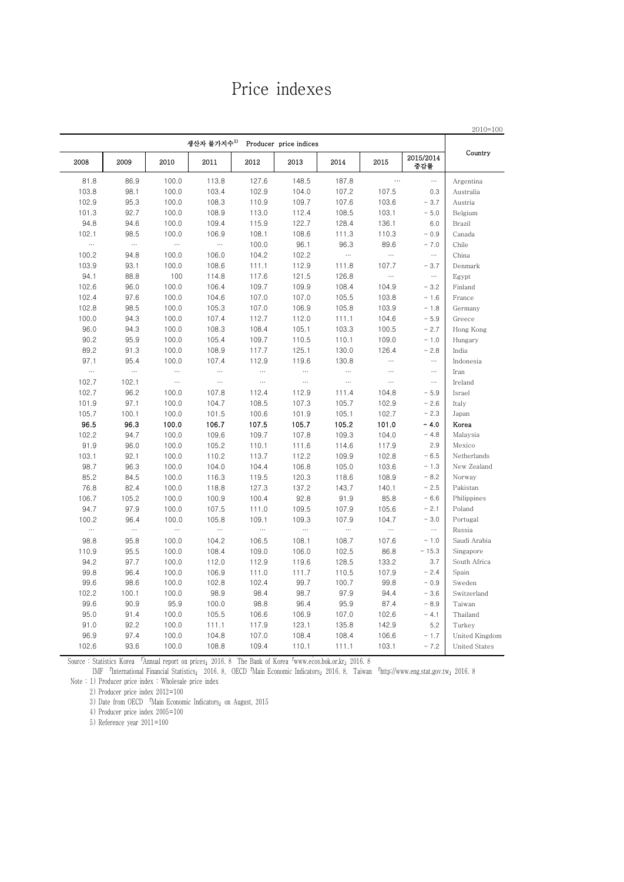# Price indexes

2010=100

| 생산자 물가지수[1) ] Producer price indices | | | | | | | | | Country |
|---|---|---|---|---|---|---|---|---|---|
| 2008 | 2009 | 2010 | 2011 | 2012 | 2013 | 2014 | 2015 | 2015/2014 증감률 | |
| 81.8 | 86.9 | 100.0 | 113.8 | 127.6 | 148.5 | 187.8 | … | … | Argentina |
| 103.8 | 98.1 | 100.0 | 103.4 | 102.9 | 104.0 | 107.2 | 107.5 | 0.3 | Australia |
| 102.9 | 95.3 | 100.0 | 108.3 | 110.9 | 109.7 | 107.6 | 103.6 | − 3.7 | Austria |
| 101.3 | 92.7 | 100.0 | 108.9 | 113.0 | 112.4 | 108.5 | 103.1 | − 5.0 | Belgium |
| 94.8 | 94.6 | 100.0 | 109.4 | 115.9 | 122.7 | 128.4 | 136.1 | 6.0 | Brazil |
| 102.1 | 98.5 | 100.0 | 106.9 | 108.1 | 108.6 | 111.3 | 110.3 | − 0.9 | Canada |
| … | … | … | … | 100.0 | 96.1 | 96.3 | 89.6 | − 7.0 | Chile |
| 100.2 | 94.8 | 100.0 | 106.0 | 104.2 | 102.2 | … | … | … | China |
| 103.9 | 93.1 | 100.0 | 108.6 | 111.1 | 112.9 | 111.8 | 107.7 | − 3.7 | Denmark |
| 94.1 | 88.8 | 100 | 114.8 | 117.6 | 121.5 | 126.8 | … | … | Egypt |
| 102.6 | 96.0 | 100.0 | 106.4 | 109.7 | 109.9 | 108.4 | 104.9 | − 3.2 | Finland |
| 102.4 | 97.6 | 100.0 | 104.6 | 107.0 | 107.0 | 105.5 | 103.8 | − 1.6 | France |
| 102.8 | 98.5 | 100.0 | 105.3 | 107.0 | 106.9 | 105.8 | 103.9 | − 1.8 | Germany |
| 100.0 | 94.3 | 100.0 | 107.4 | 112.7 | 112.0 | 111.1 | 104.6 | − 5.9 | Greece |
| 96.0 | 94.3 | 100.0 | 108.3 | 108.4 | 105.1 | 103.3 | 100.5 | − 2.7 | Hong Kong |
| 90.2 | 95.9 | 100.0 | 105.4 | 109.7 | 110.5 | 110.1 | 109.0 | − 1.0 | Hungary |
| 89.2 | 91.3 | 100.0 | 108.9 | 117.7 | 125.1 | 130.0 | 126.4 | − 2.8 | India |
| 97.1 | 95.4 | 100.0 | 107.4 | 112.9 | 119.6 | 130.8 | … | … | Indonesia |
| … | … | … | … | … | … | … | … | … | Iran |
| 102.7 | 102.1 | … | … | … | … | … | … | … | Ireland |
| 102.7 | 96.2 | 100.0 | 107.8 | 112.4 | 112.9 | 111.4 | 104.8 | − 5.9 | Israel |
| 101.9 | 97.1 | 100.0 | 104.7 | 108.5 | 107.3 | 105.7 | 102.9 | − 2.6 | Italy |
| 105.7 | 100.1 | 100.0 | 101.5 | 100.6 | 101.9 | 105.1 | 102.7 | − 2.3 | Japan |
| **96.5** | **96.3** | **100.0** | **106.7** | **107.5** | **105.7** | **105.2** | **101.0** | **− 4.0** | **Korea** |
| 102.2 | 94.7 | 100.0 | 109.6 | 109.7 | 107.8 | 109.3 | 104.0 | − 4.8 | Malaysia |
| 91.9 | 96.0 | 100.0 | 105.2 | 110.1 | 111.6 | 114.6 | 117.9 | 2.9 | Mexico |
| 103.1 | 92.1 | 100.0 | 110.2 | 113.7 | 112.2 | 109.9 | 102.8 | − 6.5 | Netherlands |
| 98.7 | 96.3 | 100.0 | 104.0 | 104.4 | 106.8 | 105.0 | 103.6 | − 1.3 | New Zealand |
| 85.2 | 84.5 | 100.0 | 116.3 | 119.5 | 120.3 | 118.6 | 108.9 | − 8.2 | Norway |
| 76.8 | 82.4 | 100.0 | 118.8 | 127.3 | 137.2 | 143.7 | 140.1 | − 2.5 | Pakistan |
| 106.7 | 105.2 | 100.0 | 100.9 | 100.4 | 92.8 | 91.9 | 85.8 | − 6.6 | Philippines |
| 94.7 | 97.9 | 100.0 | 107.5 | 111.0 | 109.5 | 107.9 | 105.6 | − 2.1 | Poland |
| 100.2 | 96.4 | 100.0 | 105.8 | 109.1 | 109.3 | 107.9 | 104.7 | − 3.0 | Portugal |
| … | … | … | … | … | … | … | … | … | Russia |
| 98.8 | 95.8 | 100.0 | 104.2 | 106.5 | 108.1 | 108.7 | 107.6 | − 1.0 | Saudi Arabia |
| 110.9 | 95.5 | 100.0 | 108.4 | 109.0 | 106.0 | 102.5 | 86.8 | − 15.3 | Singapore |
| 94.2 | 97.7 | 100.0 | 112.0 | 112.9 | 119.6 | 128.5 | 133.2 | 3.7 | South Africa |
| 99.8 | 96.4 | 100.0 | 106.9 | 111.0 | 111.7 | 110.5 | 107.9 | − 2.4 | Spain |
| 99.6 | 98.6 | 100.0 | 102.8 | 102.4 | 99.7 | 100.7 | 99.8 | − 0.9 | Sweden |
| 102.2 | 100.1 | 100.0 | 98.9 | 98.4 | 98.7 | 97.9 | 94.4 | − 3.6 | Switzerland |
| 99.6 | 90.9 | 95.9 | 100.0 | 98.8 | 96.4 | 95.9 | 87.4 | − 8.9 | Taiwan |
| 95.0 | 91.4 | 100.0 | 105.5 | 106.6 | 106.9 | 107.0 | 102.6 | − 4.1 | Thailand |
| 91.0 | 92.2 | 100.0 | 111.1 | 117.9 | 123.1 | 135.8 | 142.9 | 5.2 | Turkey |
| 96.9 | 97.4 | 100.0 | 104.8 | 107.0 | 108.4 | 108.4 | 106.6 | − 1.7 | United Kingdom |
| 102.6 | 93.6 | 100.0 | 108.8 | 109.4 | 110.1 | 111.1 | 103.1 | − 7.2 | United States |

Source : Statistics Korea 「Annual report on prices」 2016. 8 The Bank of Korea 「www.ecos.bok.or.kr」 2016. 8

IMF 「International Financial Statistics」 2016. 8, OECD 「Main Economic Indicators」 2016. 8, Taiwan 「http://www.eng.stat.gov.tw」 2016. 8

Note : 1) Producer price index : Wholesale price index

2) Producer price index 2012=100

3) Date from OECD 「Main Economic Indicators」 on August, 2015

4) Producer price index 2005=100

5) Reference year 2011=100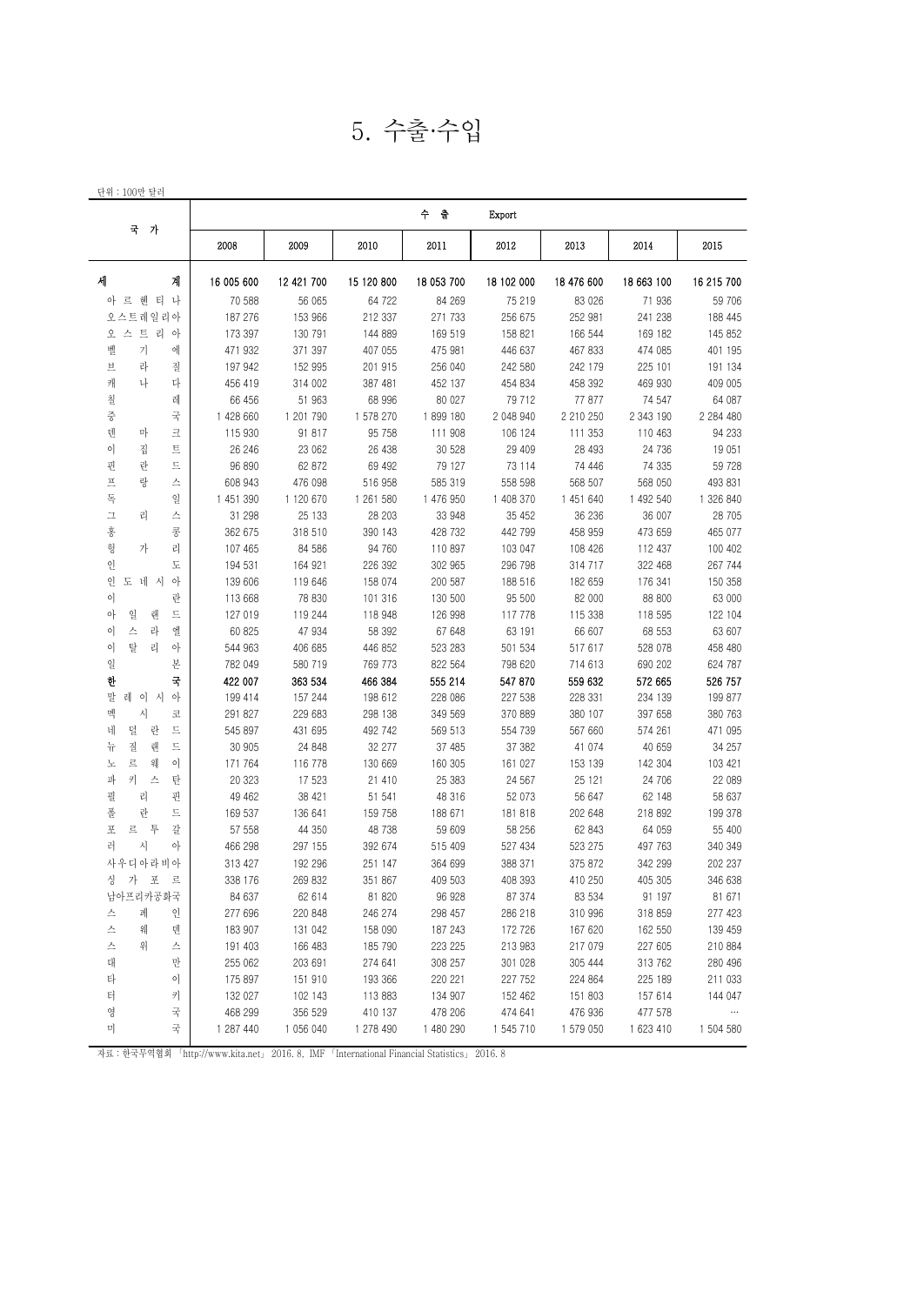# 5. 수출·수입

단위 : 100만 달러

| 국 가 | 수 출 Export | | | | | | | |
|---|---|---|---|---|---|---|---|---|
| | 2008 | 2009 | 2010 | 2011 | 2012 | 2013 | 2014 | 2015 |
| **세 계** | 16 005 600 | 12 421 700 | 15 120 800 | 18 053 700 | 18 102 000 | 18 476 600 | 18 663 100 | 16 215 700 |
| 아르헨티나 | 70 588 | 56 065 | 64 722 | 84 269 | 75 219 | 83 026 | 71 936 | 59 706 |
| 오스트레일리아 | 187 276 | 153 966 | 212 337 | 271 733 | 256 675 | 252 981 | 241 238 | 188 445 |
| 오스트리아 | 173 397 | 130 791 | 144 889 | 169 519 | 158 821 | 166 544 | 169 182 | 145 852 |
| 벨기에 | 471 932 | 371 397 | 407 055 | 475 981 | 446 637 | 467 833 | 474 085 | 401 195 |
| 브라질 | 197 942 | 152 995 | 201 915 | 256 040 | 242 580 | 242 179 | 225 101 | 191 134 |
| 캐나다 | 456 419 | 314 002 | 387 481 | 452 137 | 454 834 | 458 392 | 469 930 | 409 005 |
| 칠레 | 66 456 | 51 963 | 68 996 | 80 027 | 79 712 | 77 877 | 74 547 | 64 087 |
| 중국 | 1 428 660 | 1 201 790 | 1 578 270 | 1 899 180 | 2 048 940 | 2 210 250 | 2 343 190 | 2 284 480 |
| 덴마크 | 115 930 | 91 817 | 95 758 | 111 908 | 106 124 | 111 353 | 110 463 | 94 233 |
| 이집트 | 26 246 | 23 062 | 26 438 | 30 528 | 29 409 | 28 493 | 24 736 | 19 051 |
| 핀란드 | 96 890 | 62 872 | 69 492 | 79 127 | 73 114 | 74 446 | 74 335 | 59 728 |
| 프랑스 | 608 943 | 476 098 | 516 958 | 585 319 | 558 598 | 568 507 | 568 050 | 493 831 |
| 독일 | 1 451 390 | 1 120 670 | 1 261 580 | 1 476 950 | 1 408 370 | 1 451 640 | 1 492 540 | 1 326 840 |
| 그리스 | 31 298 | 25 133 | 28 203 | 33 948 | 35 452 | 36 236 | 36 007 | 28 705 |
| 홍콩 | 362 675 | 318 510 | 390 143 | 428 732 | 442 799 | 458 959 | 473 659 | 465 077 |
| 헝가리 | 107 465 | 84 586 | 94 760 | 110 897 | 103 047 | 108 426 | 112 437 | 100 402 |
| 인도 | 194 531 | 164 921 | 226 392 | 302 965 | 296 798 | 314 717 | 322 468 | 267 744 |
| 인도네시아 | 139 606 | 119 646 | 158 074 | 200 587 | 188 516 | 182 659 | 176 341 | 150 358 |
| 이란 | 113 668 | 78 830 | 101 316 | 130 500 | 95 500 | 82 000 | 88 800 | 63 000 |
| 아일랜드 | 127 019 | 119 244 | 118 948 | 126 998 | 117 778 | 115 338 | 118 595 | 122 104 |
| 이스라엘 | 60 825 | 47 934 | 58 392 | 67 648 | 63 191 | 66 607 | 68 553 | 63 607 |
| 이탈리아 | 544 963 | 406 685 | 446 852 | 523 283 | 501 534 | 517 617 | 528 078 | 458 480 |
| 일본 | 782 049 | 580 719 | 769 773 | 822 564 | 798 620 | 714 613 | 690 202 | 624 787 |
| **한국** | **422 007** | **363 534** | **466 384** | **555 214** | **547 870** | **559 632** | **572 665** | **526 757** |
| 말레이시아 | 199 414 | 157 244 | 198 612 | 228 086 | 227 538 | 228 331 | 234 139 | 199 877 |
| 멕시코 | 291 827 | 229 683 | 298 138 | 349 569 | 370 889 | 380 107 | 397 658 | 380 763 |
| 네덜란드 | 545 897 | 431 695 | 492 742 | 569 513 | 554 739 | 567 660 | 574 261 | 471 095 |
| 뉴질랜드 | 30 905 | 24 848 | 32 277 | 37 485 | 37 382 | 41 074 | 40 659 | 34 257 |
| 노르웨이 | 171 764 | 116 778 | 130 669 | 160 305 | 161 027 | 153 139 | 142 304 | 103 421 |
| 파키스탄 | 20 323 | 17 523 | 21 410 | 25 383 | 24 567 | 25 121 | 24 706 | 22 089 |
| 필리핀 | 49 462 | 38 421 | 51 541 | 48 316 | 52 073 | 56 647 | 62 148 | 58 637 |
| 폴란드 | 169 537 | 136 641 | 159 758 | 188 671 | 181 818 | 202 648 | 218 892 | 199 378 |
| 포르투갈 | 57 558 | 44 350 | 48 738 | 59 609 | 58 256 | 62 843 | 64 059 | 55 400 |
| 러시아 | 466 298 | 297 155 | 392 674 | 515 409 | 527 434 | 523 275 | 497 763 | 340 349 |
| 사우디아라비아 | 313 427 | 192 296 | 251 147 | 364 699 | 388 371 | 375 872 | 342 299 | 202 237 |
| 싱가포르 | 338 176 | 269 832 | 351 867 | 409 503 | 408 393 | 410 250 | 405 305 | 346 638 |
| 남아프리카공화국 | 84 637 | 62 614 | 81 820 | 96 928 | 87 374 | 83 534 | 91 197 | 81 671 |
| 스페인 | 277 696 | 220 848 | 246 274 | 298 457 | 286 218 | 310 996 | 318 859 | 277 423 |
| 스웨덴 | 183 907 | 131 042 | 158 090 | 187 243 | 172 726 | 167 620 | 162 550 | 139 459 |
| 스위스 | 191 403 | 166 483 | 185 790 | 223 225 | 213 983 | 217 079 | 227 605 | 210 884 |
| 대만 | 255 062 | 203 691 | 274 641 | 308 257 | 301 028 | 305 444 | 313 762 | 280 496 |
| 타이 | 175 897 | 151 910 | 193 366 | 220 221 | 227 752 | 224 864 | 225 189 | 211 033 |
| 터키 | 132 027 | 102 143 | 113 883 | 134 907 | 152 462 | 151 803 | 157 614 | 144 047 |
| 영국 | 468 299 | 356 529 | 410 137 | 478 206 | 474 641 | 476 936 | 477 578 | … |
| 미국 | 1 287 440 | 1 056 040 | 1 278 490 | 1 480 290 | 1 545 710 | 1 579 050 | 1 623 410 | 1 504 580 |

자료 : 한국무역협회 「http://www.kita.net」 2016. 8, IMF 「International Financial Statistics」 2016. 8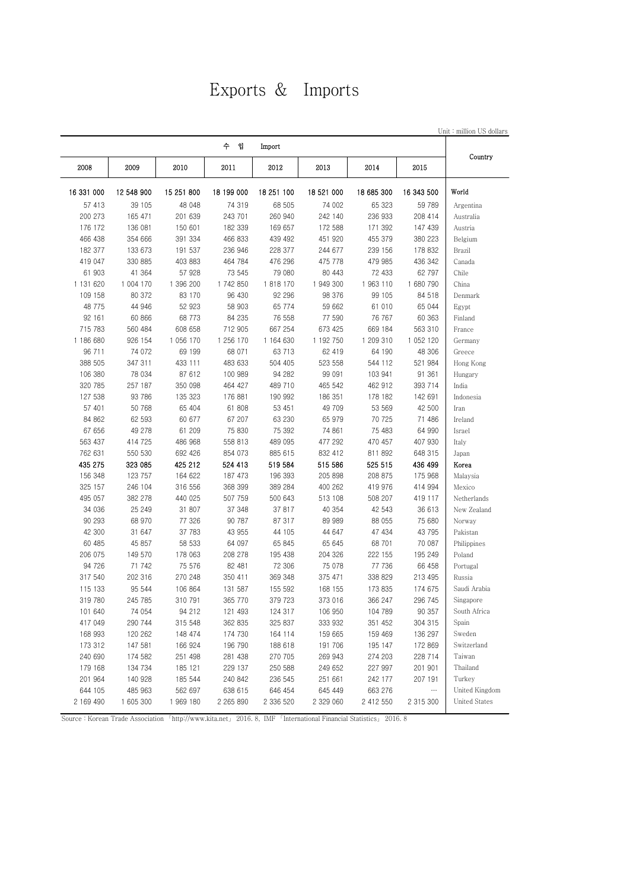# Exports & Imports

Unit : million US dollars

| 수 입 Import | | | | | | | | Country |
|---|---|---|---|---|---|---|---|---|
| 2008 | 2009 | 2010 | 2011 | 2012 | 2013 | 2014 | 2015 | |
| 16 331 000 | 12 548 900 | 15 251 800 | 18 199 000 | 18 251 100 | 18 521 000 | 18 685 300 | 16 343 500 | World |
| 57 413 | 39 105 | 48 048 | 74 319 | 68 505 | 74 002 | 65 323 | 59 789 | Argentina |
| 200 273 | 165 471 | 201 639 | 243 701 | 260 940 | 242 140 | 236 933 | 208 414 | Australia |
| 176 172 | 136 081 | 150 601 | 182 339 | 169 657 | 172 588 | 171 392 | 147 439 | Austria |
| 466 438 | 354 666 | 391 334 | 466 833 | 439 492 | 451 920 | 455 379 | 380 223 | Belgium |
| 182 377 | 133 673 | 191 537 | 236 946 | 228 377 | 244 677 | 239 156 | 178 832 | Brazil |
| 419 047 | 330 885 | 403 883 | 464 784 | 476 296 | 475 778 | 479 985 | 436 342 | Canada |
| 61 903 | 41 364 | 57 928 | 73 545 | 79 080 | 80 443 | 72 433 | 62 797 | Chile |
| 1 131 620 | 1 004 170 | 1 396 200 | 1 742 850 | 1 818 170 | 1 949 300 | 1 963 110 | 1 680 790 | China |
| 109 158 | 80 372 | 83 170 | 96 430 | 92 296 | 98 376 | 99 105 | 84 518 | Denmark |
| 48 775 | 44 946 | 52 923 | 58 903 | 65 774 | 59 662 | 61 010 | 65 044 | Egypt |
| 92 161 | 60 866 | 68 773 | 84 235 | 76 558 | 77 590 | 76 767 | 60 363 | Finland |
| 715 783 | 560 484 | 608 658 | 712 905 | 667 254 | 673 425 | 669 184 | 563 310 | France |
| 1 186 680 | 926 154 | 1 056 170 | 1 256 170 | 1 164 630 | 1 192 750 | 1 209 310 | 1 052 120 | Germany |
| 96 711 | 74 072 | 69 199 | 68 071 | 63 713 | 62 419 | 64 190 | 48 306 | Greece |
| 388 505 | 347 311 | 433 111 | 483 633 | 504 405 | 523 558 | 544 112 | 521 984 | Hong Kong |
| 106 380 | 78 034 | 87 612 | 100 989 | 94 282 | 99 091 | 103 941 | 91 361 | Hungary |
| 320 785 | 257 187 | 350 098 | 464 427 | 489 710 | 465 542 | 462 912 | 393 714 | India |
| 127 538 | 93 786 | 135 323 | 176 881 | 190 992 | 186 351 | 178 182 | 142 691 | Indonesia |
| 57 401 | 50 768 | 65 404 | 61 808 | 53 451 | 49 709 | 53 569 | 42 500 | Iran |
| 84 862 | 62 593 | 60 677 | 67 207 | 63 230 | 65 979 | 70 725 | 71 486 | Ireland |
| 67 656 | 49 278 | 61 209 | 75 830 | 75 392 | 74 861 | 75 483 | 64 990 | Israel |
| 563 437 | 414 725 | 486 968 | 558 813 | 489 095 | 477 292 | 470 457 | 407 930 | Italy |
| 762 631 | 550 530 | 692 426 | 854 073 | 885 615 | 832 412 | 811 892 | 648 315 | Japan |
| **435 275** | **323 085** | **425 212** | **524 413** | **519 584** | **515 586** | **525 515** | **436 499** | **Korea** |
| 156 348 | 123 757 | 164 622 | 187 473 | 196 393 | 205 898 | 208 875 | 175 968 | Malaysia |
| 325 157 | 246 104 | 316 556 | 368 399 | 389 284 | 400 262 | 419 976 | 414 994 | Mexico |
| 495 057 | 382 278 | 440 025 | 507 759 | 500 643 | 513 108 | 508 207 | 419 117 | Netherlands |
| 34 036 | 25 249 | 31 807 | 37 348 | 37 817 | 40 354 | 42 543 | 36 613 | New Zealand |
| 90 293 | 68 970 | 77 326 | 90 787 | 87 317 | 89 989 | 88 055 | 75 680 | Norway |
| 42 300 | 31 647 | 37 783 | 43 955 | 44 105 | 44 647 | 47 434 | 43 795 | Pakistan |
| 60 485 | 45 857 | 58 533 | 64 097 | 65 845 | 65 645 | 68 701 | 70 087 | Philippines |
| 206 075 | 149 570 | 178 063 | 208 278 | 195 438 | 204 326 | 222 155 | 195 249 | Poland |
| 94 726 | 71 742 | 75 576 | 82 481 | 72 306 | 75 078 | 77 736 | 66 458 | Portugal |
| 317 540 | 202 316 | 270 248 | 350 411 | 369 348 | 375 471 | 338 829 | 213 495 | Russia |
| 115 133 | 95 544 | 106 864 | 131 587 | 155 592 | 168 155 | 173 835 | 174 675 | Saudi Arabia |
| 319 780 | 245 785 | 310 791 | 365 770 | 379 723 | 373 016 | 366 247 | 296 745 | Singapore |
| 101 640 | 74 054 | 94 212 | 121 493 | 124 317 | 106 950 | 104 789 | 90 357 | South Africa |
| 417 049 | 290 744 | 315 548 | 362 835 | 325 837 | 333 932 | 351 452 | 304 315 | Spain |
| 168 993 | 120 262 | 148 474 | 174 730 | 164 114 | 159 665 | 159 469 | 136 297 | Sweden |
| 173 312 | 147 581 | 166 924 | 196 790 | 188 618 | 191 706 | 195 147 | 172 869 | Switzerland |
| 240 690 | 174 582 | 251 498 | 281 438 | 270 705 | 269 943 | 274 203 | 228 714 | Taiwan |
| 179 168 | 134 734 | 185 121 | 229 137 | 250 588 | 249 652 | 227 997 | 201 901 | Thailand |
| 201 964 | 140 928 | 185 544 | 240 842 | 236 545 | 251 661 | 242 177 | 207 191 | Turkey |
| 644 105 | 485 963 | 562 697 | 638 615 | 646 454 | 645 449 | 663 276 | … | United Kingdom |
| 2 169 490 | 1 605 300 | 1 969 180 | 2 265 890 | 2 336 520 | 2 329 060 | 2 412 550 | 2 315 300 | United States |

Source : Korean Trade Association 「http://www.kita.net」 2016. 8, IMF 「International Financial Statistics」 2016. 8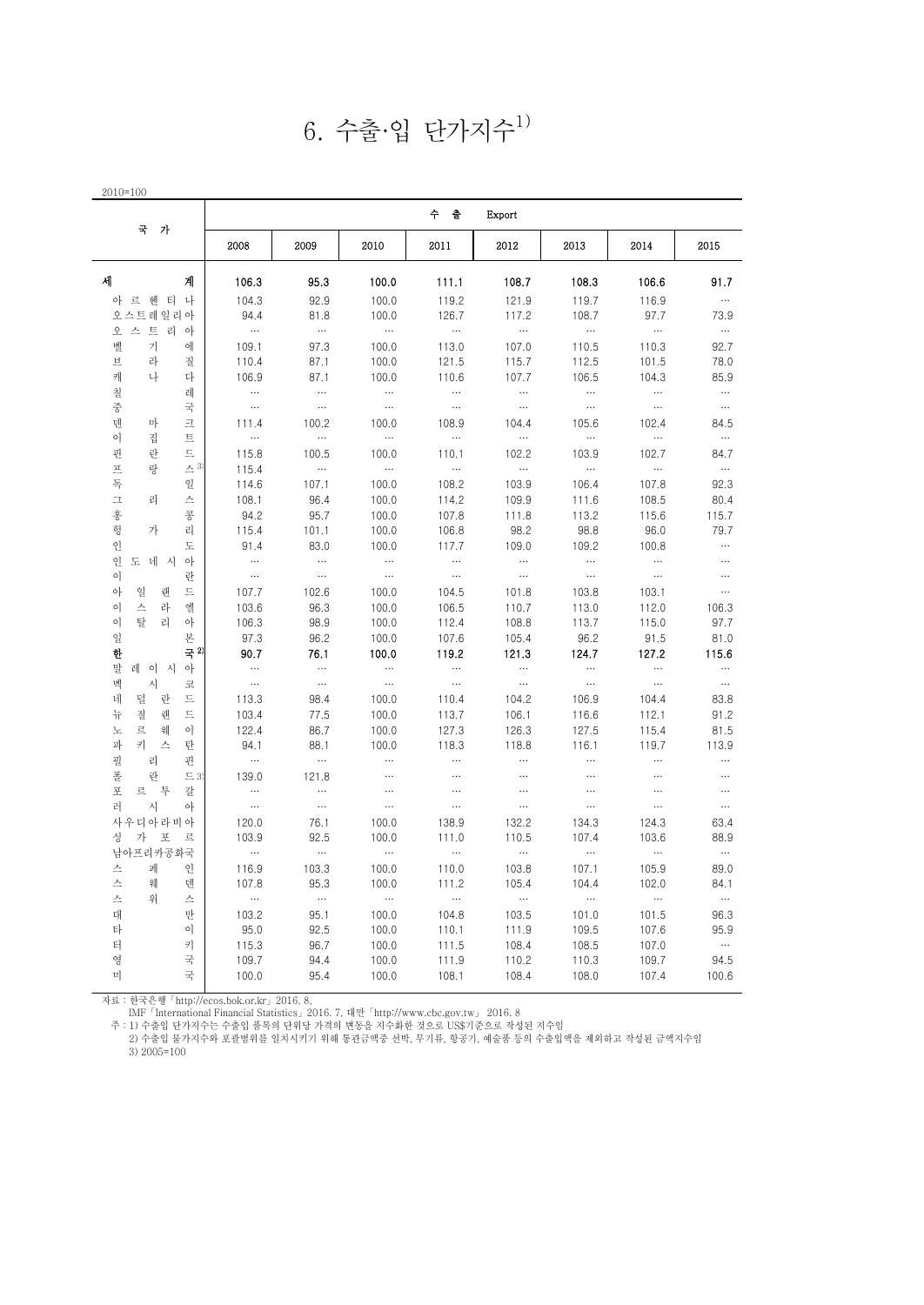# 6. 수출·입 단가지수[1)]

2010=100

| 국 가 | 수 출 Export | | | | | | | |
|---|---|---|---|---|---|---|---|---|
| | 2008 | 2009 | 2010 | 2011 | 2012 | 2013 | 2014 | 2015 |
| **세 계** | **106.3** | **95.3** | **100.0** | **111.1** | **108.7** | **108.3** | **106.6** | **91.7** |
| 아르헨티나 | 104.3 | 92.9 | 100.0 | 119.2 | 121.9 | 119.7 | 116.9 | … |
| 오스트레일리아 | 94.4 | 81.8 | 100.0 | 126.7 | 117.2 | 108.7 | 97.7 | 73.9 |
| 오스트리아 | … | … | … | … | … | … | … | … |
| 벨기에 | 109.1 | 97.3 | 100.0 | 113.0 | 107.0 | 110.5 | 110.3 | 92.7 |
| 브라질 | 110.4 | 87.1 | 100.0 | 121.5 | 115.7 | 112.5 | 101.5 | 78.0 |
| 캐나다 | 106.9 | 87.1 | 100.0 | 110.6 | 107.7 | 106.5 | 104.3 | 85.9 |
| 칠레 | … | … | … | … | … | … | … | … |
| 중국 | … | … | … | … | … | … | … | … |
| 덴마크 | 111.4 | 100.2 | 100.0 | 108.9 | 104.4 | 105.6 | 102.4 | 84.5 |
| 이집트 | … | … | … | … | … | … | … | … |
| 핀란드 | 115.8 | 100.5 | 100.0 | 110.1 | 102.2 | 103.9 | 102.7 | 84.7 |
| 프랑스[3)] | 115.4 | … | … | … | … | … | … | … |
| 독일 | 114.6 | 107.1 | 100.0 | 108.2 | 103.9 | 106.4 | 107.8 | 92.3 |
| 그리스 | 108.1 | 96.4 | 100.0 | 114.2 | 109.9 | 111.6 | 108.5 | 80.4 |
| 홍콩 | 94.2 | 95.7 | 100.0 | 107.8 | 111.8 | 113.2 | 115.6 | 115.7 |
| 헝가리 | 115.4 | 101.1 | 100.0 | 106.8 | 98.2 | 98.8 | 96.0 | 79.7 |
| 인도 | 91.4 | 83.0 | 100.0 | 117.7 | 109.0 | 109.2 | 100.8 | … |
| 인도네시아 | … | … | … | … | … | … | … | … |
| 이란 | … | … | … | … | … | … | … | … |
| 아일랜드 | 107.7 | 102.6 | 100.0 | 104.5 | 101.8 | 103.8 | 103.1 | … |
| 이스라엘 | 103.6 | 96.3 | 100.0 | 106.5 | 110.7 | 113.0 | 112.0 | 106.3 |
| 이탈리아 | 106.3 | 98.9 | 100.0 | 112.4 | 108.8 | 113.7 | 115.0 | 97.7 |
| 일본 | 97.3 | 96.2 | 100.0 | 107.6 | 105.4 | 96.2 | 91.5 | 81.0 |
| **한국[2)]** | **90.7** | **76.1** | **100.0** | **119.2** | **121.3** | **124.7** | **127.2** | **115.6** |
| 말레이시아 | … | … | … | … | … | … | … | … |
| 멕시코 | … | … | … | … | … | … | … | … |
| 네덜란드 | 113.3 | 98.4 | 100.0 | 110.4 | 104.2 | 106.9 | 104.4 | 83.8 |
| 뉴질랜드 | 103.4 | 77.5 | 100.0 | 113.7 | 106.1 | 116.6 | 112.1 | 91.2 |
| 노르웨이 | 122.4 | 86.7 | 100.0 | 127.3 | 126.3 | 127.5 | 115.4 | 81.5 |
| 파키스탄 | 94.1 | 88.1 | 100.0 | 118.3 | 118.8 | 116.1 | 119.7 | 113.9 |
| 필리핀 | … | … | … | … | … | … | … | … |
| 폴란드[3)] | 139.0 | 121.8 | … | … | … | … | … | … |
| 포르투갈 | … | … | … | … | … | … | … | … |
| 러시아 | … | … | … | … | … | … | … | … |
| 사우디아라비아 | 120.0 | 76.1 | 100.0 | 138.9 | 132.2 | 134.3 | 124.3 | 63.4 |
| 싱가포르 | 103.9 | 92.5 | 100.0 | 111.0 | 110.5 | 107.4 | 103.6 | 88.9 |
| 남아프리카공화국 | … | … | … | … | … | … | … | … |
| 스페인 | 116.9 | 103.3 | 100.0 | 110.0 | 103.8 | 107.1 | 105.9 | 89.0 |
| 스웨덴 | 107.8 | 95.3 | 100.0 | 111.2 | 105.4 | 104.4 | 102.0 | 84.1 |
| 스위스 | … | … | … | … | … | … | … | … |
| 대만 | 103.2 | 95.1 | 100.0 | 104.8 | 103.5 | 101.0 | 101.5 | 96.3 |
| 타이 | 95.0 | 92.5 | 100.0 | 110.1 | 111.9 | 109.5 | 107.6 | 95.9 |
| 터키 | 115.3 | 96.7 | 100.0 | 111.5 | 108.4 | 108.5 | 107.0 | … |
| 영국 | 109.7 | 94.4 | 100.0 | 111.9 | 110.2 | 110.3 | 109.7 | 94.5 |
| 미국 | 100.0 | 95.4 | 100.0 | 108.1 | 108.4 | 108.0 | 107.4 | 100.6 |

자료 : 한국은행「http://ecos.bok.or.kr」2016. 8.
IMF「International Financial Statistics」2016. 7, 대만「http://www.cbc.gov.tw」 2016. 8

주 : 1) 수출입 단가지수는 수출입 품목의 단위당 가격의 변동을 지수화한 것으로 US$기준으로 작성된 지수임
2) 수출입 물가지수와 포괄범위를 일치시키기 위해 통관금액중 선박, 무기류, 항공기, 예술품 등의 수출입액을 제외하고 작성된 금액지수임
3) 2005=100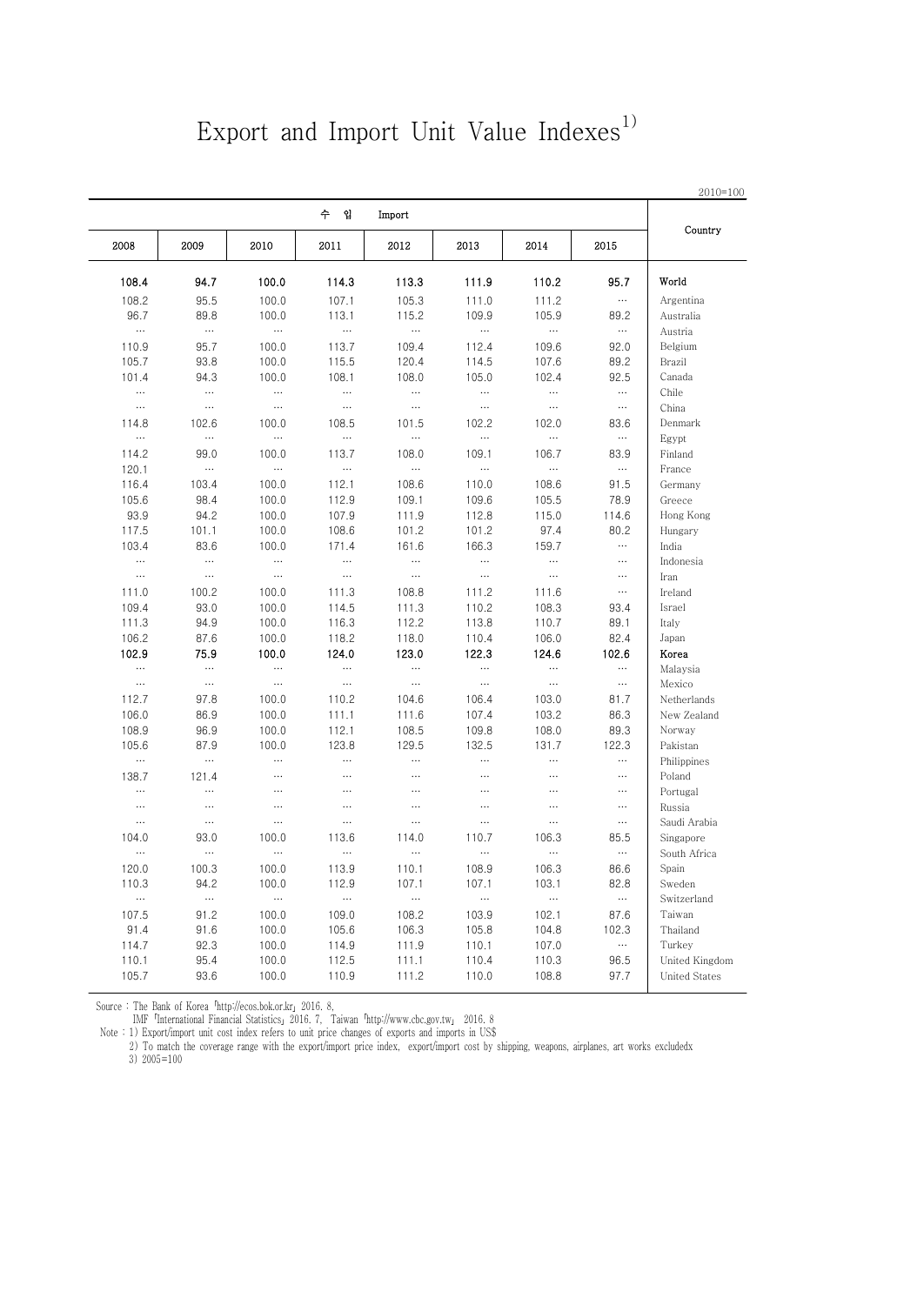# Export and Import Unit Value Indexes[1)]

2010=100

| 수 입 Import | | | | | | | | Country |
|---|---|---|---|---|---|---|---|---|
| 2008 | 2009 | 2010 | 2011 | 2012 | 2013 | 2014 | 2015 | |
| **108.4** | **94.7** | **100.0** | **114.3** | **113.3** | **111.9** | **110.2** | **95.7** | **World** |
| 108.2 | 95.5 | 100.0 | 107.1 | 105.3 | 111.0 | 111.2 | … | Argentina |
| 96.7 | 89.8 | 100.0 | 113.1 | 115.2 | 109.9 | 105.9 | 89.2 | Australia |
| … | … | … | … | … | … | … | … | Austria |
| 110.9 | 95.7 | 100.0 | 113.7 | 109.4 | 112.4 | 109.6 | 92.0 | Belgium |
| 105.7 | 93.8 | 100.0 | 115.5 | 120.4 | 114.5 | 107.6 | 89.2 | Brazil |
| 101.4 | 94.3 | 100.0 | 108.1 | 108.0 | 105.0 | 102.4 | 92.5 | Canada |
| … | … | … | … | … | … | … | … | Chile |
| … | … | … | … | … | … | … | … | China |
| 114.8 | 102.6 | 100.0 | 108.5 | 101.5 | 102.2 | 102.0 | 83.6 | Denmark |
| … | … | … | … | … | … | … | … | Egypt |
| 114.2 | 99.0 | 100.0 | 113.7 | 108.0 | 109.1 | 106.7 | 83.9 | Finland |
| 120.1 | … | … | … | … | … | … | … | France |
| 116.4 | 103.4 | 100.0 | 112.1 | 108.6 | 110.0 | 108.6 | 91.5 | Germany |
| 105.6 | 98.4 | 100.0 | 112.9 | 109.1 | 109.6 | 105.5 | 78.9 | Greece |
| 93.9 | 94.2 | 100.0 | 107.9 | 111.9 | 112.8 | 115.0 | 114.6 | Hong Kong |
| 117.5 | 101.1 | 100.0 | 108.6 | 101.2 | 101.2 | 97.4 | 80.2 | Hungary |
| 103.4 | 83.6 | 100.0 | 171.4 | 161.6 | 166.3 | 159.7 | … | India |
| … | … | … | … | … | … | … | … | Indonesia |
| … | … | … | … | … | … | … | … | Iran |
| 111.0 | 100.2 | 100.0 | 111.3 | 108.8 | 111.2 | 111.6 | … | Ireland |
| 109.4 | 93.0 | 100.0 | 114.5 | 111.3 | 110.2 | 108.3 | 93.4 | Israel |
| 111.3 | 94.9 | 100.0 | 116.3 | 112.2 | 113.8 | 110.7 | 89.1 | Italy |
| 106.2 | 87.6 | 100.0 | 118.2 | 118.0 | 110.4 | 106.0 | 82.4 | Japan |
| **102.9** | **75.9** | **100.0** | **124.0** | **123.0** | **122.3** | **124.6** | **102.6** | **Korea** |
| … | … | … | … | … | … | … | … | Malaysia |
| … | … | … | … | … | … | … | … | Mexico |
| 112.7 | 97.8 | 100.0 | 110.2 | 104.6 | 106.4 | 103.0 | 81.7 | Netherlands |
| 106.0 | 86.9 | 100.0 | 111.1 | 111.6 | 107.4 | 103.2 | 86.3 | New Zealand |
| 108.9 | 96.9 | 100.0 | 112.1 | 108.5 | 109.8 | 108.0 | 89.3 | Norway |
| 105.6 | 87.9 | 100.0 | 123.8 | 129.5 | 132.5 | 131.7 | 122.3 | Pakistan |
| … | … | … | … | … | … | … | … | Philippines |
| 138.7 | 121.4 | … | … | … | … | … | … | Poland |
| … | … | … | … | … | … | … | … | Portugal |
| … | … | … | … | … | … | … | … | Russia |
| … | … | … | … | … | … | … | … | Saudi Arabia |
| 104.0 | 93.0 | 100.0 | 113.6 | 114.0 | 110.7 | 106.3 | 85.5 | Singapore |
| … | … | … | … | … | … | … | … | South Africa |
| 120.0 | 100.3 | 100.0 | 113.9 | 110.1 | 108.9 | 106.3 | 86.6 | Spain |
| 110.3 | 94.2 | 100.0 | 112.9 | 107.1 | 107.1 | 103.1 | 82.8 | Sweden |
| … | … | … | … | … | … | … | … | Switzerland |
| 107.5 | 91.2 | 100.0 | 109.0 | 108.2 | 103.9 | 102.1 | 87.6 | Taiwan |
| 91.4 | 91.6 | 100.0 | 105.6 | 106.3 | 105.8 | 104.8 | 102.3 | Thailand |
| 114.7 | 92.3 | 100.0 | 114.9 | 111.9 | 110.1 | 107.0 | … | Turkey |
| 110.1 | 95.4 | 100.0 | 112.5 | 111.1 | 110.4 | 110.3 | 96.5 | United Kingdom |
| 105.7 | 93.6 | 100.0 | 110.9 | 111.2 | 110.0 | 108.8 | 97.7 | United States |

Source : The Bank of Korea 「http://ecos.bok.or.kr」 2016. 8,
IMF 「International Financial Statistics」 2016. 7, Taiwan 「http://www.cbc.gov.tw」 2016. 8

Note : 1) Export/import unit cost index refers to unit price changes of exports and imports in US$
2) To match the coverage range with the export/import price index, export/import cost by shipping, weapons, airplanes, art works excludedx
3) 2005=100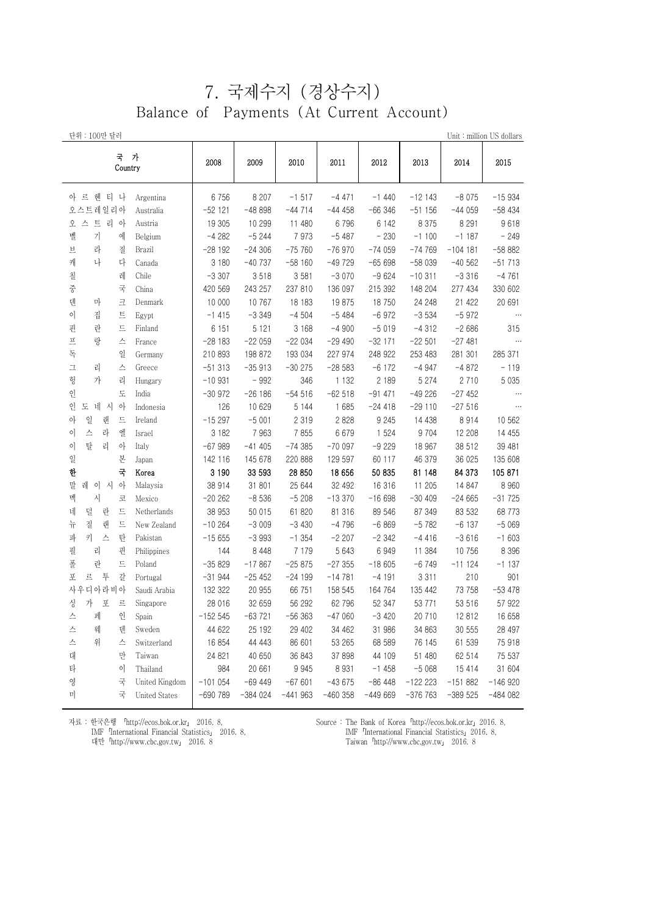# 7. 국제수지 (경상수지)
## Balance of Payments (At Current Account)

단위 : 100만 달러 　　　　　　　　　　　　　　　　　　　　　　　　　　　　　　　　Unit : million US dollars

| 국가 | Country | 2008 | 2009 | 2010 | 2011 | 2012 | 2013 | 2014 | 2015 |
|---|---|---|---|---|---|---|---|---|---|
| 아르헨티나 | Argentina | 6 756 | 8 207 | −1 517 | −4 471 | −1 440 | −12 143 | −8 075 | −15 934 |
| 오스트레일리아 | Australia | −52 121 | −48 898 | −44 714 | −44 458 | −66 346 | −51 156 | −44 059 | −58 434 |
| 오스트리아 | Austria | 19 305 | 10 299 | 11 480 | 6 796 | 6 142 | 8 375 | 8 291 | 9 618 |
| 벨기에 | Belgium | −4 282 | −5 244 | 7 973 | −5 487 | − 230 | −1 100 | −1 187 | − 249 |
| 브라질 | Brazil | −28 192 | −24 306 | −75 760 | −76 970 | −74 059 | −74 769 | −104 181 | −58 882 |
| 캐나다 | Canada | 3 180 | −40 737 | −58 160 | −49 729 | −65 698 | −58 039 | −40 562 | −51 713 |
| 칠레 | Chile | −3 307 | 3 518 | 3 581 | −3 070 | −9 624 | −10 311 | −3 316 | −4 761 |
| 중국 | China | 420 569 | 243 257 | 237 810 | 136 097 | 215 392 | 148 204 | 277 434 | 330 602 |
| 덴마크 | Denmark | 10 000 | 10 767 | 18 183 | 19 875 | 18 750 | 24 248 | 21 422 | 20 691 |
| 이집트 | Egypt | −1 415 | −3 349 | −4 504 | −5 484 | −6 972 | −3 534 | −5 972 | … |
| 핀란드 | Finland | 6 151 | 5 121 | 3 168 | −4 900 | −5 019 | −4 312 | −2 686 | 315 |
| 프랑스 | France | −28 183 | −22 059 | −22 034 | −29 490 | −32 171 | −22 501 | −27 481 | … |
| 독일 | Germany | 210 893 | 198 872 | 193 034 | 227 974 | 248 922 | 253 483 | 281 301 | 285 371 |
| 그리스 | Greece | −51 313 | −35 913 | −30 275 | −28 583 | −6 172 | −4 947 | −4 872 | − 119 |
| 헝가리 | Hungary | −10 931 | − 992 | 346 | 1 132 | 2 189 | 5 274 | 2 710 | 5 035 |
| 인도 | India | −30 972 | −26 186 | −54 516 | −62 518 | −91 471 | −49 226 | −27 452 | … |
| 인도네시아 | Indonesia | 126 | 10 629 | 5 144 | 1 685 | −24 418 | −29 110 | −27 516 | … |
| 아일랜드 | Ireland | −15 297 | −5 001 | 2 319 | 2 828 | 9 245 | 14 438 | 8 914 | 10 562 |
| 이스라엘 | Israel | 3 182 | 7 963 | 7 855 | 6 679 | 1 524 | 9 704 | 12 208 | 14 455 |
| 이탈리아 | Italy | −67 989 | −41 405 | −74 385 | −70 097 | −9 229 | 18 967 | 38 512 | 39 481 |
| 일본 | Japan | 142 116 | 145 678 | 220 888 | 129 597 | 60 117 | 46 379 | 36 025 | 135 608 |
| **한국** | **Korea** | **3 190** | **33 593** | **28 850** | **18 656** | **50 835** | **81 148** | **84 373** | **105 871** |
| 말레이시아 | Malaysia | 38 914 | 31 801 | 25 644 | 32 492 | 16 316 | 11 205 | 14 847 | 8 960 |
| 멕시코 | Mexico | −20 262 | −8 536 | −5 208 | −13 370 | −16 698 | −30 409 | −24 665 | −31 725 |
| 네덜란드 | Netherlands | 38 953 | 50 015 | 61 820 | 81 316 | 89 546 | 87 349 | 83 532 | 68 773 |
| 뉴질랜드 | New Zealand | −10 264 | −3 009 | −3 430 | −4 796 | −6 869 | −5 782 | −6 137 | −5 069 |
| 파키스탄 | Pakistan | −15 655 | −3 993 | −1 354 | −2 207 | −2 342 | −4 416 | −3 616 | −1 603 |
| 필리핀 | Philippines | 144 | 8 448 | 7 179 | 5 643 | 6 949 | 11 384 | 10 756 | 8 396 |
| 폴란드 | Poland | −35 829 | −17 867 | −25 875 | −27 355 | −18 605 | −6 749 | −11 124 | −1 137 |
| 포르투갈 | Portugal | −31 944 | −25 452 | −24 199 | −14 781 | −4 191 | 3 311 | 210 | 901 |
| 사우디아라비아 | Saudi Arabia | 132 322 | 20 955 | 66 751 | 158 545 | 164 764 | 135 442 | 73 758 | −53 478 |
| 싱가포르 | Singapore | 28 016 | 32 659 | 56 292 | 62 796 | 52 347 | 53 771 | 53 516 | 57 922 |
| 스페인 | Spain | −152 545 | −63 721 | −56 363 | −47 060 | −3 420 | 20 710 | 12 812 | 16 658 |
| 스웨덴 | Sweden | 44 622 | 25 192 | 29 402 | 34 462 | 31 986 | 34 863 | 30 555 | 28 497 |
| 스위스 | Switzerland | 16 854 | 44 443 | 86 601 | 53 265 | 68 589 | 76 145 | 61 539 | 75 918 |
| 대만 | Taiwan | 24 821 | 40 650 | 36 843 | 37 898 | 44 109 | 51 480 | 62 514 | 75 537 |
| 타이 | Thailand | 984 | 20 661 | 9 945 | 8 931 | −1 458 | −5 068 | 15 414 | 31 604 |
| 영국 | United Kingdom | −101 054 | −69 449 | −67 601 | −43 675 | −86 448 | −122 223 | −151 882 | −146 920 |
| 미국 | United States | −690 789 | −384 024 | −441 963 | −460 358 | −449 669 | −376 763 | −389 525 | −484 082 |

자료 : 한국은행 「http://ecos.bok.or.kr」 2016. 8,
IMF 「International Financial Statistics」 2016. 8,
대만 「http://www.cbc.gov.tw」 2016. 8

Source : The Bank of Korea 「http://ecos.bok.or.kr」 2016. 8,
IMF 「International Financial Statistics」 2016. 8,
Taiwan 「http://www.cbc.gov.tw」 2016. 8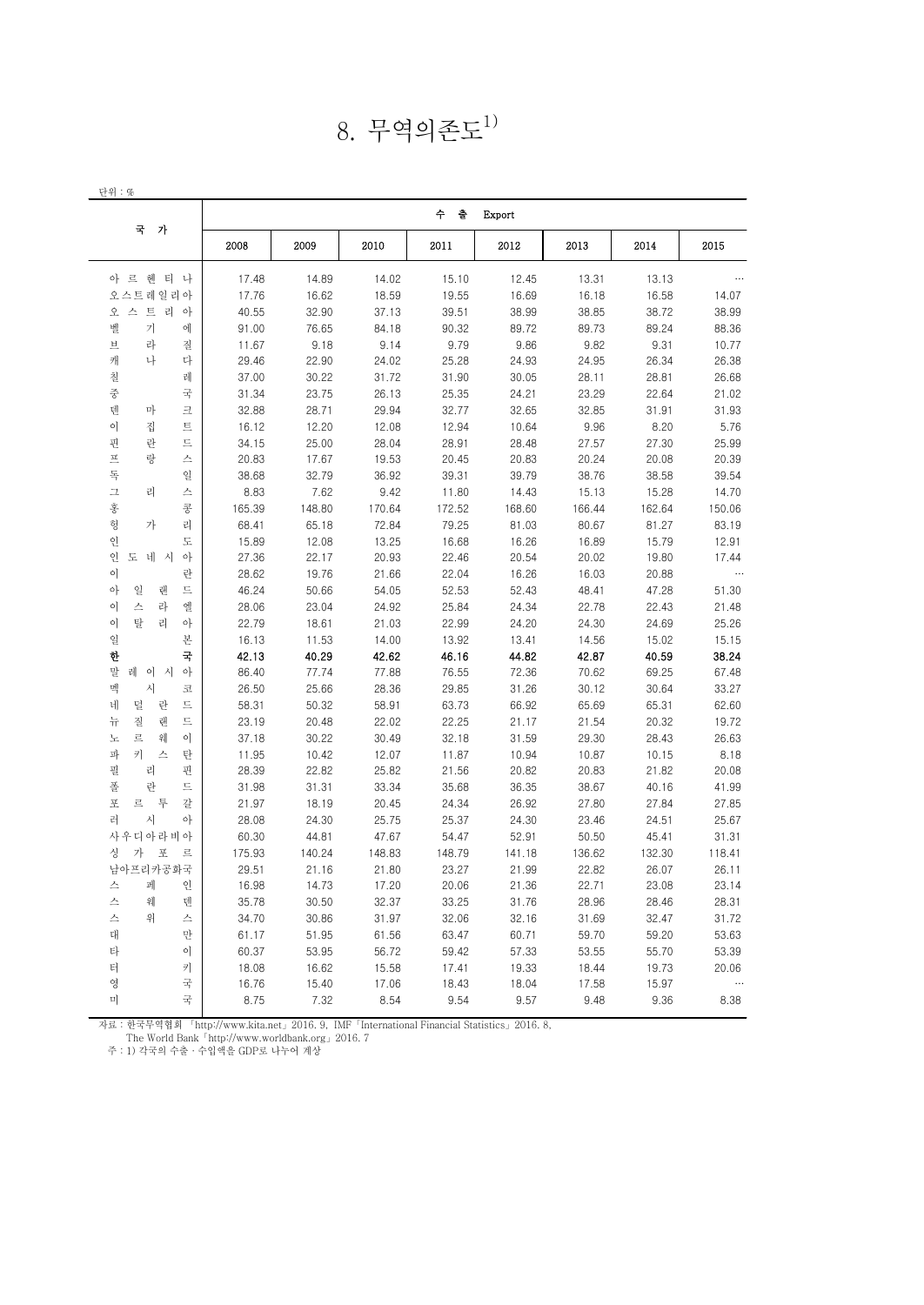# 8. 무역의존도[1)]

단위 : %

| 국 가 | 수 출 Export | | | | | | | |
|---|---|---|---|---|---|---|---|---|
| | 2008 | 2009 | 2010 | 2011 | 2012 | 2013 | 2014 | 2015 |
| 아르헨티나 | 17.48 | 14.89 | 14.02 | 15.10 | 12.45 | 13.31 | 13.13 | … |
| 오스트레일리아 | 17.76 | 16.62 | 18.59 | 19.55 | 16.69 | 16.18 | 16.58 | 14.07 |
| 오스트리아 | 40.55 | 32.90 | 37.13 | 39.51 | 38.99 | 38.85 | 38.72 | 38.99 |
| 벨기에 | 91.00 | 76.65 | 84.18 | 90.32 | 89.72 | 89.73 | 89.24 | 88.36 |
| 브라질 | 11.67 | 9.18 | 9.14 | 9.79 | 9.86 | 9.82 | 9.31 | 10.77 |
| 캐나다 | 29.46 | 22.90 | 24.02 | 25.28 | 24.93 | 24.95 | 26.34 | 26.38 |
| 칠레 | 37.00 | 30.22 | 31.72 | 31.90 | 30.05 | 28.11 | 28.81 | 26.68 |
| 중국 | 31.34 | 23.75 | 26.13 | 25.35 | 24.21 | 23.29 | 22.64 | 21.02 |
| 덴마크 | 32.88 | 28.71 | 29.94 | 32.77 | 32.65 | 32.85 | 31.91 | 31.93 |
| 이집트 | 16.12 | 12.20 | 12.08 | 12.94 | 10.64 | 9.96 | 8.20 | 5.76 |
| 핀란드 | 34.15 | 25.00 | 28.04 | 28.91 | 28.48 | 27.57 | 27.30 | 25.99 |
| 프랑스 | 20.83 | 17.67 | 19.53 | 20.45 | 20.83 | 20.24 | 20.08 | 20.39 |
| 독일 | 38.68 | 32.79 | 36.92 | 39.31 | 39.79 | 38.76 | 38.58 | 39.54 |
| 그리스 | 8.83 | 7.62 | 9.42 | 11.80 | 14.43 | 15.13 | 15.28 | 14.70 |
| 홍콩 | 165.39 | 148.80 | 170.64 | 172.52 | 168.60 | 166.44 | 162.64 | 150.06 |
| 헝가리 | 68.41 | 65.18 | 72.84 | 79.25 | 81.03 | 80.67 | 81.27 | 83.19 |
| 인도 | 15.89 | 12.08 | 13.25 | 16.68 | 16.26 | 16.89 | 15.79 | 12.91 |
| 인도네시아 | 27.36 | 22.17 | 20.93 | 22.46 | 20.54 | 20.02 | 19.80 | 17.44 |
| 이란 | 28.62 | 19.76 | 21.66 | 22.04 | 16.26 | 16.03 | 20.88 | … |
| 아일랜드 | 46.24 | 50.66 | 54.05 | 52.53 | 52.43 | 48.41 | 47.28 | 51.30 |
| 이스라엘 | 28.06 | 23.04 | 24.92 | 25.84 | 24.34 | 22.78 | 22.43 | 21.48 |
| 이탈리아 | 22.79 | 18.61 | 21.03 | 22.99 | 24.20 | 24.30 | 24.69 | 25.26 |
| 일본 | 16.13 | 11.53 | 14.00 | 13.92 | 13.41 | 14.56 | 15.02 | 15.15 |
| **한국** | **42.13** | **40.29** | **42.62** | **46.16** | **44.82** | **42.87** | **40.59** | **38.24** |
| 말레이시아 | 86.40 | 77.74 | 77.88 | 76.55 | 72.36 | 70.62 | 69.25 | 67.48 |
| 멕시코 | 26.50 | 25.66 | 28.36 | 29.85 | 31.26 | 30.12 | 30.64 | 33.27 |
| 네덜란드 | 58.31 | 50.32 | 58.91 | 63.73 | 66.92 | 65.69 | 65.31 | 62.60 |
| 뉴질랜드 | 23.19 | 20.48 | 22.02 | 22.25 | 21.17 | 21.54 | 20.32 | 19.72 |
| 노르웨이 | 37.18 | 30.22 | 30.49 | 32.18 | 31.59 | 29.30 | 28.43 | 26.63 |
| 파키스탄 | 11.95 | 10.42 | 12.07 | 11.87 | 10.94 | 10.87 | 10.15 | 8.18 |
| 필리핀 | 28.39 | 22.82 | 25.82 | 21.56 | 20.82 | 20.83 | 21.82 | 20.08 |
| 폴란드 | 31.98 | 31.31 | 33.34 | 35.68 | 36.35 | 38.67 | 40.16 | 41.99 |
| 포르투갈 | 21.97 | 18.19 | 20.45 | 24.34 | 26.92 | 27.80 | 27.84 | 27.85 |
| 러시아 | 28.08 | 24.30 | 25.75 | 25.37 | 24.30 | 23.46 | 24.51 | 25.67 |
| 사우디아라비아 | 60.30 | 44.81 | 47.67 | 54.47 | 52.91 | 50.50 | 45.41 | 31.31 |
| 싱가포르 | 175.93 | 140.24 | 148.83 | 148.79 | 141.18 | 136.62 | 132.30 | 118.41 |
| 남아프리카공화국 | 29.51 | 21.16 | 21.80 | 23.27 | 21.99 | 22.82 | 26.07 | 26.11 |
| 스페인 | 16.98 | 14.73 | 17.20 | 20.06 | 21.36 | 22.71 | 23.08 | 23.14 |
| 스웨덴 | 35.78 | 30.50 | 32.37 | 33.25 | 31.76 | 28.96 | 28.46 | 28.31 |
| 스위스 | 34.70 | 30.86 | 31.97 | 32.06 | 32.16 | 31.69 | 32.47 | 31.72 |
| 대만 | 61.17 | 51.95 | 61.56 | 63.47 | 60.71 | 59.70 | 59.20 | 53.63 |
| 타이 | 60.37 | 53.95 | 56.72 | 59.42 | 57.33 | 53.55 | 55.70 | 53.39 |
| 터키 | 18.08 | 16.62 | 15.58 | 17.41 | 19.33 | 18.44 | 19.73 | 20.06 |
| 영국 | 16.76 | 15.40 | 17.06 | 18.43 | 18.04 | 17.58 | 15.97 | … |
| 미국 | 8.75 | 7.32 | 8.54 | 9.54 | 9.57 | 9.48 | 9.36 | 8.38 |

자료 : 한국무역협회 「http://www.kita.net」 2016. 9, IMF「International Financial Statistics」 2016. 8,
The World Bank「http://www.worldbank.org」 2016. 7

주 : 1) 각국의 수출 · 수입액을 GDP로 나누어 계상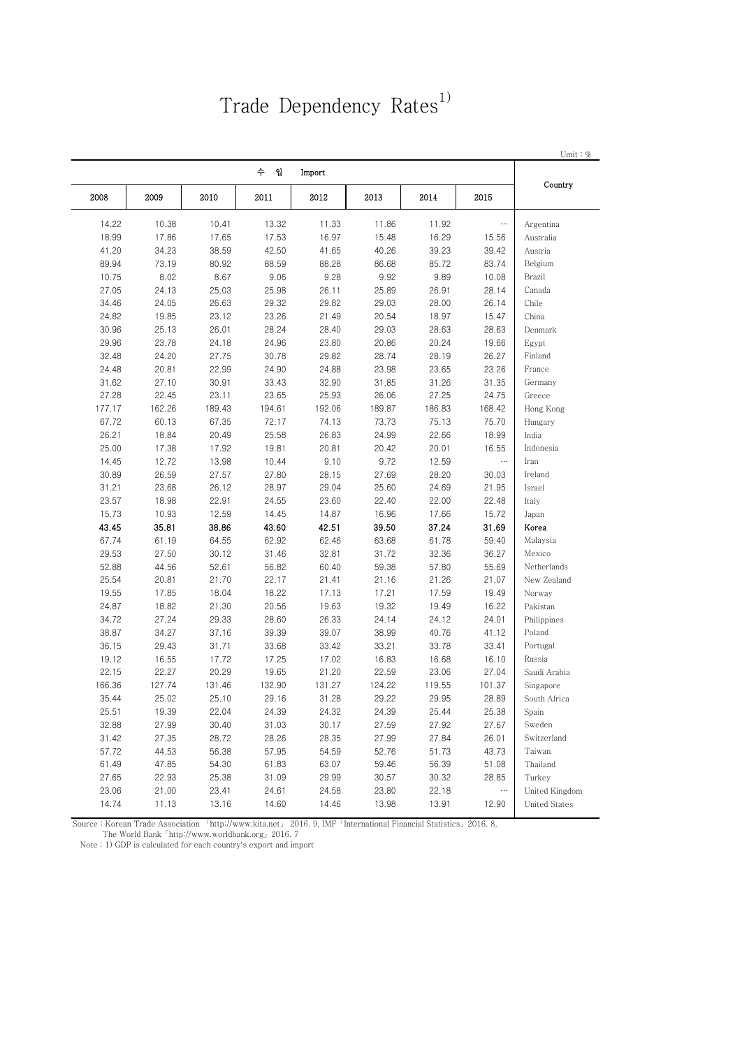# Trade Dependency Rates[1]

Unit : %

| 수 입 Import | | | | | | | | Country |
|---|---|---|---|---|---|---|---|---|
| 2008 | 2009 | 2010 | 2011 | 2012 | 2013 | 2014 | 2015 | |
| 14.22 | 10.38 | 10.41 | 13.32 | 11.33 | 11.86 | 11.92 | … | Argentina |
| 18.99 | 17.86 | 17.65 | 17.53 | 16.97 | 15.48 | 16.29 | 15.56 | Australia |
| 41.20 | 34.23 | 38.59 | 42.50 | 41.65 | 40.26 | 39.23 | 39.42 | Austria |
| 89.94 | 73.19 | 80.92 | 88.59 | 88.28 | 86.68 | 85.72 | 83.74 | Belgium |
| 10.75 | 8.02 | 8.67 | 9.06 | 9.28 | 9.92 | 9.89 | 10.08 | Brazil |
| 27.05 | 24.13 | 25.03 | 25.98 | 26.11 | 25.89 | 26.91 | 28.14 | Canada |
| 34.46 | 24.05 | 26.63 | 29.32 | 29.82 | 29.03 | 28.00 | 26.14 | Chile |
| 24.82 | 19.85 | 23.12 | 23.26 | 21.49 | 20.54 | 18.97 | 15.47 | China |
| 30.96 | 25.13 | 26.01 | 28.24 | 28.40 | 29.03 | 28.63 | 28.63 | Denmark |
| 29.96 | 23.78 | 24.18 | 24.96 | 23.80 | 20.86 | 20.24 | 19.66 | Egypt |
| 32.48 | 24.20 | 27.75 | 30.78 | 29.82 | 28.74 | 28.19 | 26.27 | Finland |
| 24.48 | 20.81 | 22.99 | 24.90 | 24.88 | 23.98 | 23.65 | 23.26 | France |
| 31.62 | 27.10 | 30.91 | 33.43 | 32.90 | 31.85 | 31.26 | 31.35 | Germany |
| 27.28 | 22.45 | 23.11 | 23.65 | 25.93 | 26.06 | 27.25 | 24.75 | Greece |
| 177.17 | 162.26 | 189.43 | 194.61 | 192.06 | 189.87 | 186.83 | 168.42 | Hong Kong |
| 67.72 | 60.13 | 67.35 | 72.17 | 74.13 | 73.73 | 75.13 | 75.70 | Hungary |
| 26.21 | 18.84 | 20.49 | 25.58 | 26.83 | 24.99 | 22.66 | 18.99 | India |
| 25.00 | 17.38 | 17.92 | 19.81 | 20.81 | 20.42 | 20.01 | 16.55 | Indonesia |
| 14.45 | 12.72 | 13.98 | 10.44 | 9.10 | 9.72 | 12.59 | … | Iran |
| 30.89 | 26.59 | 27.57 | 27.80 | 28.15 | 27.69 | 28.20 | 30.03 | Ireland |
| 31.21 | 23.68 | 26.12 | 28.97 | 29.04 | 25.60 | 24.69 | 21.95 | Israel |
| 23.57 | 18.98 | 22.91 | 24.55 | 23.60 | 22.40 | 22.00 | 22.48 | Italy |
| 15.73 | 10.93 | 12.59 | 14.45 | 14.87 | 16.96 | 17.66 | 15.72 | Japan |
| **43.45** | **35.81** | **38.86** | **43.60** | **42.51** | **39.50** | **37.24** | **31.69** | **Korea** |
| 67.74 | 61.19 | 64.55 | 62.92 | 62.46 | 63.68 | 61.78 | 59.40 | Malaysia |
| 29.53 | 27.50 | 30.12 | 31.46 | 32.81 | 31.72 | 32.36 | 36.27 | Mexico |
| 52.88 | 44.56 | 52.61 | 56.82 | 60.40 | 59.38 | 57.80 | 55.69 | Netherlands |
| 25.54 | 20.81 | 21.70 | 22.17 | 21.41 | 21.16 | 21.26 | 21.07 | New Zealand |
| 19.55 | 17.85 | 18.04 | 18.22 | 17.13 | 17.21 | 17.59 | 19.49 | Norway |
| 24.87 | 18.82 | 21.30 | 20.56 | 19.63 | 19.32 | 19.49 | 16.22 | Pakistan |
| 34.72 | 27.24 | 29.33 | 28.60 | 26.33 | 24.14 | 24.12 | 24.01 | Philippines |
| 38.87 | 34.27 | 37.16 | 39.39 | 39.07 | 38.99 | 40.76 | 41.12 | Poland |
| 36.15 | 29.43 | 31.71 | 33.68 | 33.42 | 33.21 | 33.78 | 33.41 | Portugal |
| 19.12 | 16.55 | 17.72 | 17.25 | 17.02 | 16.83 | 16.68 | 16.10 | Russia |
| 22.15 | 22.27 | 20.29 | 19.65 | 21.20 | 22.59 | 23.06 | 27.04 | Saudi Arabia |
| 166.36 | 127.74 | 131.46 | 132.90 | 131.27 | 124.22 | 119.55 | 101.37 | Singapore |
| 35.44 | 25.02 | 25.10 | 29.16 | 31.28 | 29.22 | 29.95 | 28.89 | South Africa |
| 25.51 | 19.39 | 22.04 | 24.39 | 24.32 | 24.39 | 25.44 | 25.38 | Spain |
| 32.88 | 27.99 | 30.40 | 31.03 | 30.17 | 27.59 | 27.92 | 27.67 | Sweden |
| 31.42 | 27.35 | 28.72 | 28.26 | 28.35 | 27.99 | 27.84 | 26.01 | Switzerland |
| 57.72 | 44.53 | 56.38 | 57.95 | 54.59 | 52.76 | 51.73 | 43.73 | Taiwan |
| 61.49 | 47.85 | 54.30 | 61.83 | 63.07 | 59.46 | 56.39 | 51.08 | Thailand |
| 27.65 | 22.93 | 25.38 | 31.09 | 29.99 | 30.57 | 30.32 | 28.85 | Turkey |
| 23.06 | 21.00 | 23.41 | 24.61 | 24.58 | 23.80 | 22.18 | … | United Kingdom |
| 14.74 | 11.13 | 13.16 | 14.60 | 14.46 | 13.98 | 13.91 | 12.90 | United States |

Source : Korean Trade Association 「http://www.kita.net」 2016. 9, IMF「International Financial Statistics」2016. 8,
The World Bank「http://www.worldbank.org」2016. 7

Note : 1) GDP is calculated for each country's export and import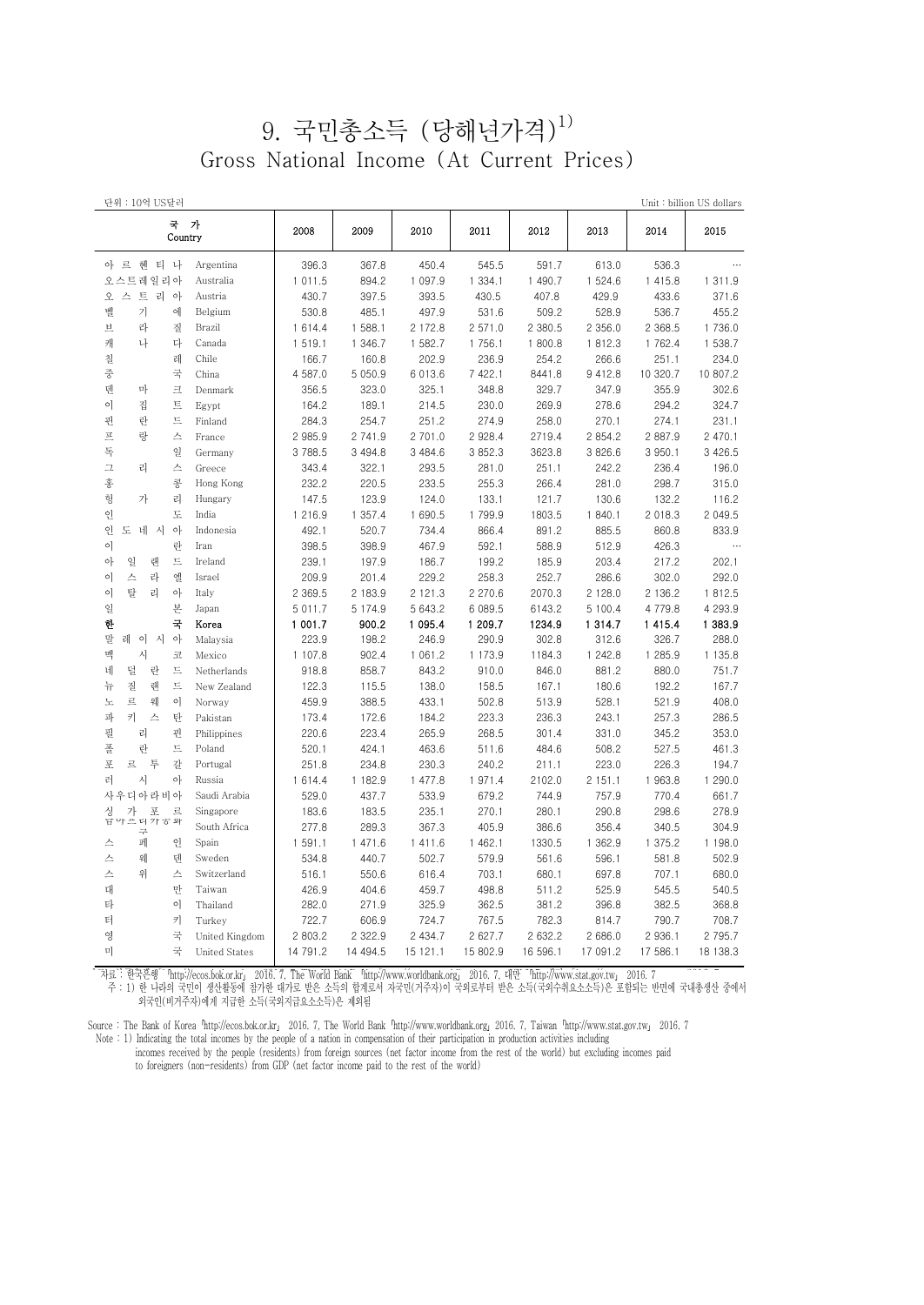# 9. 국민총소득 (당해년가격)[1]

## Gross National Income (At Current Prices)

단위 : 10억 US달러 | Unit : billion US dollars

| 국가 | Country | 2008 | 2009 | 2010 | 2011 | 2012 | 2013 | 2014 | 2015 |
|---|---|---|---|---|---|---|---|---|---|
| 아르헨티나 | Argentina | 396.3 | 367.8 | 450.4 | 545.5 | 591.7 | 613.0 | 536.3 | … |
| 오스트레일리아 | Australia | 1 011.5 | 894.2 | 1 097.9 | 1 334.1 | 1 490.7 | 1 524.6 | 1 415.8 | 1 311.9 |
| 오스트리아 | Austria | 430.7 | 397.5 | 393.5 | 430.5 | 407.8 | 429.9 | 433.6 | 371.6 |
| 벨기에 | Belgium | 530.8 | 485.1 | 497.9 | 531.6 | 509.2 | 528.9 | 536.7 | 455.2 |
| 브라질 | Brazil | 1 614.4 | 1 588.1 | 2 172.8 | 2 571.0 | 2 380.5 | 2 356.0 | 2 368.5 | 1 736.0 |
| 캐나다 | Canada | 1 519.1 | 1 346.7 | 1 582.7 | 1 756.1 | 1 800.8 | 1 812.3 | 1 762.4 | 1 538.7 |
| 칠레 | Chile | 166.7 | 160.8 | 202.9 | 236.9 | 254.2 | 266.6 | 251.1 | 234.0 |
| 중국 | China | 4 587.0 | 5 050.9 | 6 013.6 | 7 422.1 | 8441.8 | 9 412.8 | 10 320.7 | 10 807.2 |
| 덴마크 | Denmark | 356.5 | 323.0 | 325.1 | 348.8 | 329.7 | 347.9 | 355.9 | 302.6 |
| 이집트 | Egypt | 164.2 | 189.1 | 214.5 | 230.0 | 269.9 | 278.6 | 294.2 | 324.7 |
| 핀란드 | Finland | 284.3 | 254.7 | 251.2 | 274.9 | 258.0 | 270.1 | 274.1 | 231.1 |
| 프랑스 | France | 2 985.9 | 2 741.9 | 2 701.0 | 2 928.4 | 2719.4 | 2 854.2 | 2 887.9 | 2 470.1 |
| 독일 | Germany | 3 788.5 | 3 494.8 | 3 484.6 | 3 852.3 | 3623.8 | 3 826.6 | 3 950.1 | 3 426.5 |
| 그리스 | Greece | 343.4 | 322.1 | 293.5 | 281.0 | 251.1 | 242.2 | 236.4 | 196.0 |
| 홍콩 | Hong Kong | 232.2 | 220.5 | 233.5 | 255.3 | 266.4 | 281.0 | 298.7 | 315.0 |
| 헝가리 | Hungary | 147.5 | 123.9 | 124.0 | 133.1 | 121.7 | 130.6 | 132.2 | 116.2 |
| 인도 | India | 1 216.9 | 1 357.4 | 1 690.5 | 1 799.9 | 1803.5 | 1 840.1 | 2 018.3 | 2 049.5 |
| 인도네시아 | Indonesia | 492.1 | 520.7 | 734.4 | 866.4 | 891.2 | 885.5 | 860.8 | 833.9 |
| 이란 | Iran | 398.5 | 398.9 | 467.9 | 592.1 | 588.9 | 512.9 | 426.3 | … |
| 아일랜드 | Ireland | 239.1 | 197.9 | 186.7 | 199.2 | 185.9 | 203.4 | 217.2 | 202.1 |
| 이스라엘 | Israel | 209.9 | 201.4 | 229.2 | 258.3 | 252.7 | 286.6 | 302.0 | 292.0 |
| 이탈리아 | Italy | 2 369.5 | 2 183.9 | 2 121.3 | 2 270.6 | 2070.3 | 2 128.0 | 2 136.2 | 1 812.5 |
| 일본 | Japan | 5 011.7 | 5 174.9 | 5 643.2 | 6 089.5 | 6143.2 | 5 100.4 | 4 779.8 | 4 293.9 |
| **한국** | **Korea** | **1 001.7** | **900.2** | **1 095.4** | **1 209.7** | **1234.9** | **1 314.7** | **1 415.4** | **1 383.9** |
| 말레이시아 | Malaysia | 223.9 | 198.2 | 246.9 | 290.9 | 302.8 | 312.6 | 326.7 | 288.0 |
| 멕시코 | Mexico | 1 107.8 | 902.4 | 1 061.2 | 1 173.9 | 1184.3 | 1 242.8 | 1 285.9 | 1 135.8 |
| 네덜란드 | Netherlands | 918.8 | 858.7 | 843.2 | 910.0 | 846.0 | 881.2 | 880.0 | 751.7 |
| 뉴질랜드 | New Zealand | 122.3 | 115.5 | 138.0 | 158.5 | 167.1 | 180.6 | 192.2 | 167.7 |
| 노르웨이 | Norway | 459.9 | 388.5 | 433.1 | 502.8 | 513.9 | 528.1 | 521.9 | 408.0 |
| 파키스탄 | Pakistan | 173.4 | 172.6 | 184.2 | 223.3 | 236.3 | 243.1 | 257.3 | 286.5 |
| 필리핀 | Philippines | 220.6 | 223.4 | 265.9 | 268.5 | 301.4 | 331.0 | 345.2 | 353.0 |
| 폴란드 | Poland | 520.1 | 424.1 | 463.6 | 511.6 | 484.6 | 508.2 | 527.5 | 461.3 |
| 포르투갈 | Portugal | 251.8 | 234.8 | 230.3 | 240.2 | 211.1 | 223.0 | 226.3 | 194.7 |
| 러시아 | Russia | 1 614.4 | 1 182.9 | 1 477.8 | 1 971.4 | 2102.0 | 2 151.1 | 1 963.8 | 1 290.0 |
| 사우디아라비아 | Saudi Arabia | 529.0 | 437.7 | 533.9 | 679.2 | 744.9 | 757.9 | 770.4 | 661.7 |
| 싱가포르 | Singapore | 183.6 | 183.5 | 235.1 | 270.1 | 280.1 | 290.8 | 298.6 | 278.9 |
| 남아프리카공화국 | South Africa | 277.8 | 289.3 | 367.3 | 405.9 | 386.6 | 356.4 | 340.5 | 304.9 |
| 스페인 | Spain | 1 591.1 | 1 471.6 | 1 411.6 | 1 462.1 | 1330.5 | 1 362.9 | 1 375.2 | 1 198.0 |
| 스웨덴 | Sweden | 534.8 | 440.7 | 502.7 | 579.9 | 561.6 | 596.1 | 581.8 | 502.9 |
| 스위스 | Switzerland | 516.1 | 550.6 | 616.4 | 703.1 | 680.1 | 697.8 | 707.1 | 680.0 |
| 대만 | Taiwan | 426.9 | 404.6 | 459.7 | 498.8 | 511.2 | 525.9 | 545.5 | 540.5 |
| 타이 | Thailand | 282.0 | 271.9 | 325.9 | 362.5 | 381.2 | 396.8 | 382.5 | 368.8 |
| 터키 | Turkey | 722.7 | 606.9 | 724.7 | 767.5 | 782.3 | 814.7 | 790.7 | 708.7 |
| 영국 | United Kingdom | 2 803.2 | 2 322.9 | 2 434.7 | 2 627.7 | 2 632.2 | 2 686.0 | 2 936.1 | 2 795.7 |
| 미국 | United States | 14 791.2 | 14 494.5 | 15 121.1 | 15 802.9 | 16 596.1 | 17 091.2 | 17 586.1 | 18 138.3 |

자료 : 한국은행 「http://ecos.bok.or.kr」 2016. 7, The World Bank 「http://www.worldbank.org」 2016. 7, 대만 「http://www.stat.gov.tw」 2016. 7

주 : 1) 한 나라의 국민이 생산활동에 참가한 대가로 받은 소득의 합계로서 자국민(거주자)이 국외로부터 받은 소득(국외수취요소소득)은 포함되는 반면에 국내총생산 중에서 외국인(비거주자)에게 지급한 소득(국외지급요소소득)은 제외됨

Source : The Bank of Korea 「http://ecos.bok.or.kr」 2016. 7, The World Bank 「http://www.worldbank.org」 2016. 7, Taiwan 「http://www.stat.gov.tw」 2016. 7

Note : 1) Indicating the total incomes by the people of a nation in compensation of their participation in production activities including incomes received by the people (residents) from foreign sources (net factor income from the rest of the world) but excluding incomes paid to foreigners (non-residents) from GDP (net factor income paid to the rest of the world)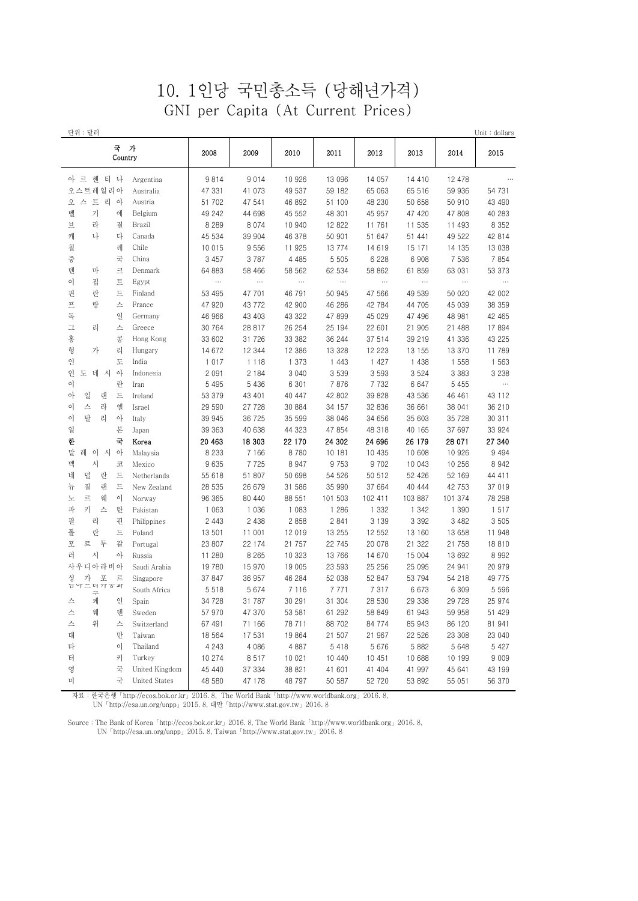# 10. 1인당 국민총소득 (당해년가격)

## GNI per Capita (At Current Prices)

단위 : 달러 Unit : dollars

| 국가 | Country | 2008 | 2009 | 2010 | 2011 | 2012 | 2013 | 2014 | 2015 |
|---|---|---|---|---|---|---|---|---|---|
| 아르헨티나 | Argentina | 9 814 | 9 014 | 10 926 | 13 096 | 14 057 | 14 410 | 12 478 | … |
| 오스트레일리아 | Australia | 47 331 | 41 073 | 49 537 | 59 182 | 65 063 | 65 516 | 59 936 | 54 731 |
| 오스트리아 | Austria | 51 702 | 47 541 | 46 892 | 51 100 | 48 230 | 50 658 | 50 910 | 43 490 |
| 벨기에 | Belgium | 49 242 | 44 698 | 45 552 | 48 301 | 45 957 | 47 420 | 47 808 | 40 283 |
| 브라질 | Brazil | 8 289 | 8 074 | 10 940 | 12 822 | 11 761 | 11 535 | 11 493 | 8 352 |
| 캐나다 | Canada | 45 534 | 39 904 | 46 378 | 50 901 | 51 647 | 51 441 | 49 522 | 42 814 |
| 칠레 | Chile | 10 015 | 9 556 | 11 925 | 13 774 | 14 619 | 15 171 | 14 135 | 13 038 |
| 중국 | China | 3 457 | 3 787 | 4 485 | 5 505 | 6 228 | 6 908 | 7 536 | 7 854 |
| 덴마크 | Denmark | 64 883 | 58 466 | 58 562 | 62 534 | 58 862 | 61 859 | 63 031 | 53 373 |
| 이집트 | Egypt | … | … | … | … | … | … | … | … |
| 핀란드 | Finland | 53 495 | 47 701 | 46 791 | 50 945 | 47 566 | 49 539 | 50 020 | 42 002 |
| 프랑스 | France | 47 920 | 43 772 | 42 900 | 46 286 | 42 784 | 44 705 | 45 039 | 38 359 |
| 독일 | Germany | 46 966 | 43 403 | 43 322 | 47 899 | 45 029 | 47 496 | 48 981 | 42 465 |
| 그리스 | Greece | 30 764 | 28 817 | 26 254 | 25 194 | 22 601 | 21 905 | 21 488 | 17 894 |
| 홍콩 | Hong Kong | 33 602 | 31 726 | 33 382 | 36 244 | 37 514 | 39 219 | 41 336 | 43 225 |
| 헝가리 | Hungary | 14 672 | 12 344 | 12 386 | 13 328 | 12 223 | 13 155 | 13 370 | 11 789 |
| 인도 | India | 1 017 | 1 118 | 1 373 | 1 443 | 1 427 | 1 438 | 1 558 | 1 563 |
| 인도네시아 | Indonesia | 2 091 | 2 184 | 3 040 | 3 539 | 3 593 | 3 524 | 3 383 | 3 238 |
| 이란 | Iran | 5 495 | 5 436 | 6 301 | 7 876 | 7 732 | 6 647 | 5 455 | … |
| 아일랜드 | Ireland | 53 379 | 43 401 | 40 447 | 42 802 | 39 828 | 43 536 | 46 461 | 43 112 |
| 이스라엘 | Israel | 29 590 | 27 728 | 30 884 | 34 157 | 32 836 | 36 661 | 38 041 | 36 210 |
| 이탈리아 | Italy | 39 945 | 36 725 | 35 599 | 38 046 | 34 656 | 35 603 | 35 728 | 30 311 |
| 일본 | Japan | 39 363 | 40 638 | 44 323 | 47 854 | 48 318 | 40 165 | 37 697 | 33 924 |
| **한국** | **Korea** | **20 463** | **18 303** | **22 170** | **24 302** | **24 696** | **26 179** | **28 071** | **27 340** |
| 말레이시아 | Malaysia | 8 233 | 7 166 | 8 780 | 10 181 | 10 435 | 10 608 | 10 926 | 9 494 |
| 멕시코 | Mexico | 9 635 | 7 725 | 8 947 | 9 753 | 9 702 | 10 043 | 10 256 | 8 942 |
| 네덜란드 | Netherlands | 55 618 | 51 807 | 50 698 | 54 526 | 50 512 | 52 426 | 52 169 | 44 411 |
| 뉴질랜드 | New Zealand | 28 535 | 26 679 | 31 586 | 35 990 | 37 664 | 40 444 | 42 753 | 37 019 |
| 노르웨이 | Norway | 96 365 | 80 440 | 88 551 | 101 503 | 102 411 | 103 887 | 101 374 | 78 298 |
| 파키스탄 | Pakistan | 1 063 | 1 036 | 1 083 | 1 286 | 1 332 | 1 342 | 1 390 | 1 517 |
| 필리핀 | Philippines | 2 443 | 2 438 | 2 858 | 2 841 | 3 139 | 3 392 | 3 482 | 3 505 |
| 폴란드 | Poland | 13 501 | 11 001 | 12 019 | 13 255 | 12 552 | 13 160 | 13 658 | 11 948 |
| 포르투갈 | Portugal | 23 807 | 22 174 | 21 757 | 22 745 | 20 078 | 21 322 | 21 758 | 18 810 |
| 러시아 | Russia | 11 280 | 8 265 | 10 323 | 13 766 | 14 670 | 15 004 | 13 692 | 8 992 |
| 사우디아라비아 | Saudi Arabia | 19 780 | 15 970 | 19 005 | 23 593 | 25 256 | 25 095 | 24 941 | 20 979 |
| 싱가포르 | Singapore | 37 847 | 36 957 | 46 284 | 52 038 | 52 847 | 53 794 | 54 218 | 49 775 |
| 남아프리카공화국 | South Africa | 5 518 | 5 674 | 7 116 | 7 771 | 7 317 | 6 673 | 6 309 | 5 596 |
| 스페인 | Spain | 34 728 | 31 787 | 30 291 | 31 304 | 28 530 | 29 338 | 29 728 | 25 974 |
| 스웨덴 | Sweden | 57 970 | 47 370 | 53 581 | 61 292 | 58 849 | 61 943 | 59 958 | 51 429 |
| 스위스 | Switzerland | 67 491 | 71 166 | 78 711 | 88 702 | 84 774 | 85 943 | 86 120 | 81 941 |
| 대만 | Taiwan | 18 564 | 17 531 | 19 864 | 21 507 | 21 967 | 22 526 | 23 308 | 23 040 |
| 타이 | Thailand | 4 243 | 4 086 | 4 887 | 5 418 | 5 676 | 5 882 | 5 648 | 5 427 |
| 터키 | Turkey | 10 274 | 8 517 | 10 021 | 10 440 | 10 451 | 10 688 | 10 199 | 9 009 |
| 영국 | United Kingdom | 45 440 | 37 334 | 38 821 | 41 601 | 41 404 | 41 997 | 45 641 | 43 199 |
| 미국 | United States | 48 580 | 47 178 | 48 797 | 50 587 | 52 720 | 53 892 | 55 051 | 56 370 |

자료 : 한국은행「http://ecos.bok.or.kr」2016. 8, The World Bank「http://www.worldbank.org」2016. 8,
UN「http://esa.un.org/unpp」2015. 8, 대만「http://www.stat.gov.tw」2016. 8

Source : The Bank of Korea「http://ecos.bok.or.kr」2016. 8, The World Bank「http://www.worldbank.org」2016. 8,
UN「http://esa.un.org/unpp」2015. 8, Taiwan「http://www.stat.gov.tw」2016. 8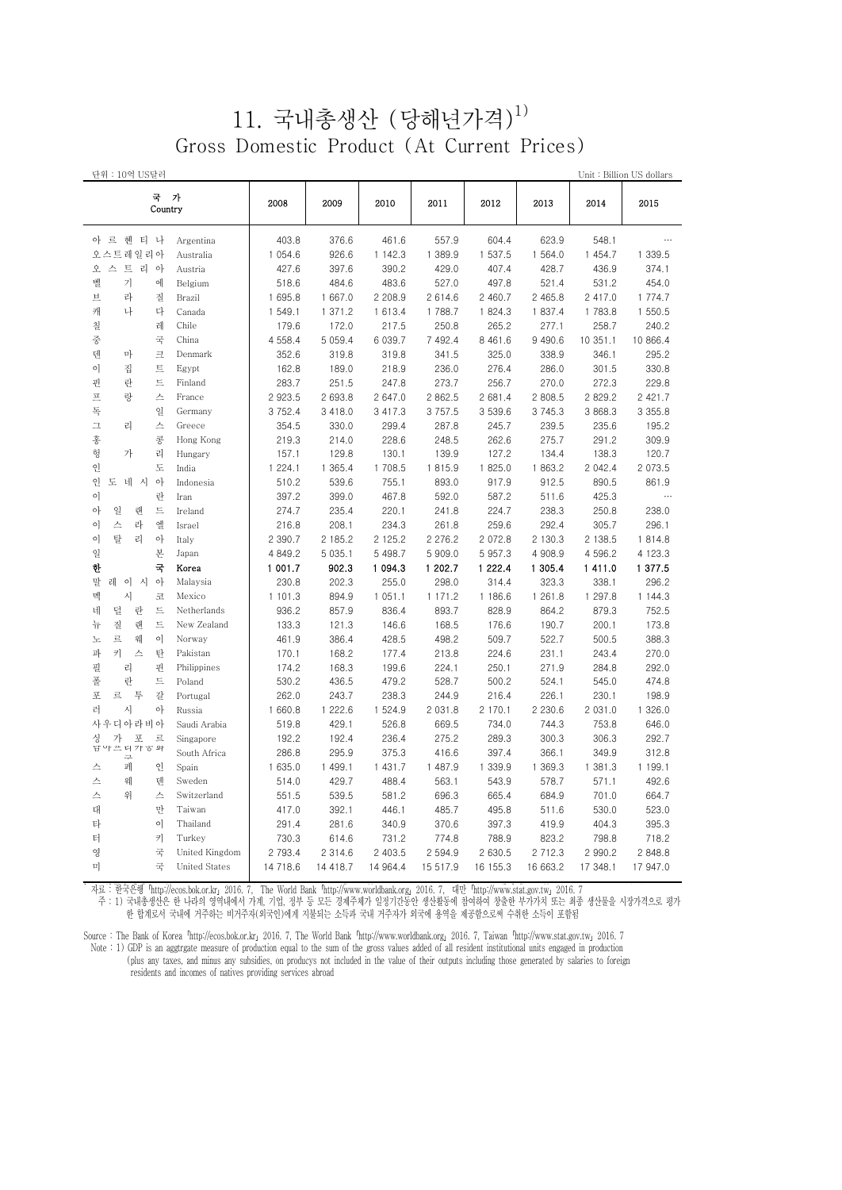# 11. 국내총생산 (당해년가격)[1]

## Gross Domestic Product (At Current Prices)

단위 : 10억 US달러 | Unit : Billion US dollars

| 국가 | Country | 2008 | 2009 | 2010 | 2011 | 2012 | 2013 | 2014 | 2015 |
|---|---|---|---|---|---|---|---|---|---|
| 아르헨티나 | Argentina | 403.8 | 376.6 | 461.6 | 557.9 | 604.4 | 623.9 | 548.1 | … |
| 오스트레일리아 | Australia | 1 054.6 | 926.6 | 1 142.3 | 1 389.9 | 1 537.5 | 1 564.0 | 1 454.7 | 1 339.5 |
| 오스트리아 | Austria | 427.6 | 397.6 | 390.2 | 429.0 | 407.4 | 428.7 | 436.9 | 374.1 |
| 벨기에 | Belgium | 518.6 | 484.6 | 483.6 | 527.0 | 497.8 | 521.4 | 531.2 | 454.0 |
| 브라질 | Brazil | 1 695.8 | 1 667.0 | 2 208.9 | 2 614.6 | 2 460.7 | 2 465.8 | 2 417.0 | 1 774.7 |
| 캐나다 | Canada | 1 549.1 | 1 371.2 | 1 613.4 | 1 788.7 | 1 824.3 | 1 837.4 | 1 783.8 | 1 550.5 |
| 칠레 | Chile | 179.6 | 172.0 | 217.5 | 250.8 | 265.2 | 277.1 | 258.7 | 240.2 |
| 중국 | China | 4 558.4 | 5 059.4 | 6 039.7 | 7 492.4 | 8 461.6 | 9 490.6 | 10 351.1 | 10 866.4 |
| 덴마크 | Denmark | 352.6 | 319.8 | 319.8 | 341.5 | 325.0 | 338.9 | 346.1 | 295.2 |
| 이집트 | Egypt | 162.8 | 189.0 | 218.9 | 236.0 | 276.4 | 286.0 | 301.5 | 330.8 |
| 핀란드 | Finland | 283.7 | 251.5 | 247.8 | 273.7 | 256.7 | 270.0 | 272.3 | 229.8 |
| 프랑스 | France | 2 923.5 | 2 693.8 | 2 647.0 | 2 862.5 | 2 681.4 | 2 808.5 | 2 829.2 | 2 421.7 |
| 독일 | Germany | 3 752.4 | 3 418.0 | 3 417.3 | 3 757.5 | 3 539.6 | 3 745.3 | 3 868.3 | 3 355.8 |
| 그리스 | Greece | 354.5 | 330.0 | 299.4 | 287.8 | 245.7 | 239.5 | 235.6 | 195.2 |
| 홍콩 | Hong Kong | 219.3 | 214.0 | 228.6 | 248.5 | 262.6 | 275.7 | 291.2 | 309.9 |
| 헝가리 | Hungary | 157.1 | 129.8 | 130.1 | 139.9 | 127.2 | 134.4 | 138.3 | 120.7 |
| 인도 | India | 1 224.1 | 1 365.4 | 1 708.5 | 1 815.9 | 1 825.0 | 1 863.2 | 2 042.4 | 2 073.5 |
| 인도네시아 | Indonesia | 510.2 | 539.6 | 755.1 | 893.0 | 917.9 | 912.5 | 890.5 | 861.9 |
| 이란 | Iran | 397.2 | 399.0 | 467.8 | 592.0 | 587.2 | 511.6 | 425.3 | … |
| 아일랜드 | Ireland | 274.7 | 235.4 | 220.1 | 241.8 | 224.7 | 238.3 | 250.8 | 238.0 |
| 이스라엘 | Israel | 216.8 | 208.1 | 234.3 | 261.8 | 259.6 | 292.4 | 305.7 | 296.1 |
| 이탈리아 | Italy | 2 390.7 | 2 185.2 | 2 125.2 | 2 276.2 | 2 072.8 | 2 130.3 | 2 138.5 | 1 814.8 |
| 일본 | Japan | 4 849.2 | 5 035.1 | 5 498.7 | 5 909.0 | 5 957.3 | 4 908.9 | 4 596.2 | 4 123.3 |
| **한국** | **Korea** | **1 001.7** | **902.3** | **1 094.3** | **1 202.7** | **1 222.4** | **1 305.4** | **1 411.0** | **1 377.5** |
| 말레이시아 | Malaysia | 230.8 | 202.3 | 255.0 | 298.0 | 314.4 | 323.3 | 338.1 | 296.2 |
| 멕시코 | Mexico | 1 101.3 | 894.9 | 1 051.1 | 1 171.2 | 1 186.6 | 1 261.8 | 1 297.8 | 1 144.3 |
| 네덜란드 | Netherlands | 936.2 | 857.9 | 836.4 | 893.7 | 828.9 | 864.2 | 879.3 | 752.5 |
| 뉴질랜드 | New Zealand | 133.3 | 121.3 | 146.6 | 168.5 | 176.6 | 190.7 | 200.1 | 173.8 |
| 노르웨이 | Norway | 461.9 | 386.4 | 428.5 | 498.2 | 509.7 | 522.7 | 500.5 | 388.3 |
| 파키스탄 | Pakistan | 170.1 | 168.2 | 177.4 | 213.8 | 224.6 | 231.1 | 243.4 | 270.0 |
| 필리핀 | Philippines | 174.2 | 168.3 | 199.6 | 224.1 | 250.1 | 271.9 | 284.8 | 292.0 |
| 폴란드 | Poland | 530.2 | 436.5 | 479.2 | 528.7 | 500.2 | 524.1 | 545.0 | 474.8 |
| 포르투갈 | Portugal | 262.0 | 243.7 | 238.3 | 244.9 | 216.4 | 226.1 | 230.1 | 198.9 |
| 러시아 | Russia | 1 660.8 | 1 222.6 | 1 524.9 | 2 031.8 | 2 170.1 | 2 230.6 | 2 031.0 | 1 326.0 |
| 사우디아라비아 | Saudi Arabia | 519.8 | 429.1 | 526.8 | 669.5 | 734.0 | 744.3 | 753.8 | 646.0 |
| 싱가포르 | Singapore | 192.2 | 192.4 | 236.4 | 275.2 | 289.3 | 300.3 | 306.3 | 292.7 |
| 남아프리카공화국 | South Africa | 286.8 | 295.9 | 375.3 | 416.6 | 397.4 | 366.1 | 349.9 | 312.8 |
| 스페인 | Spain | 1 635.0 | 1 499.1 | 1 431.7 | 1 487.9 | 1 339.9 | 1 369.3 | 1 381.3 | 1 199.1 |
| 스웨덴 | Sweden | 514.0 | 429.7 | 488.4 | 563.1 | 543.9 | 578.7 | 571.1 | 492.6 |
| 스위스 | Switzerland | 551.5 | 539.5 | 581.2 | 696.3 | 665.4 | 684.9 | 701.0 | 664.7 |
| 대만 | Taiwan | 417.0 | 392.1 | 446.1 | 485.7 | 495.8 | 511.6 | 530.0 | 523.0 |
| 타이 | Thailand | 291.4 | 281.6 | 340.9 | 370.6 | 397.3 | 419.9 | 404.3 | 395.3 |
| 터키 | Turkey | 730.3 | 614.6 | 731.2 | 774.8 | 788.9 | 823.2 | 798.8 | 718.2 |
| 영국 | United Kingdom | 2 793.4 | 2 314.6 | 2 403.5 | 2 594.9 | 2 630.5 | 2 712.3 | 2 990.2 | 2 848.8 |
| 미국 | United States | 14 718.6 | 14 418.7 | 14 964.4 | 15 517.9 | 16 155.3 | 16 663.2 | 17 348.1 | 17 947.0 |

자료 : 한국은행 「http://ecos.bok.or.kr」 2016. 7, The World Bank 「http://www.worldbank.org」 2016. 7, 대만 「http://www.stat.gov.tw」 2016. 7

주 : 1) 국내총생산은 한 나라의 영역내에서 가계, 기업, 정부 등 모든 경제주체가 일정기간동안 생산활동에 참여하여 창출한 부가가치 또는 최종 생산물을 시장가격으로 평가한 합계로서 국내에 거주하는 비거주자(외국인)에게 지불되는 소득과 국내 거주자가 외국에 용역을 제공함으로써 수취한 소득이 포함됨

Source : The Bank of Korea 「http://ecos.bok.or.kr」 2016. 7, The World Bank 「http://www.worldbank.org」 2016. 7, Taiwan 「http://www.stat.gov.tw」 2016. 7

Note : 1) GDP is an aggtrgate measure of production equal to the sum of the gross values added of all resident institutional units engaged in production (plus any taxes, and minus any subsidies, on producys not included in the value of their outputs including those generated by salaries to foreign residents and incomes of natives providing services abroad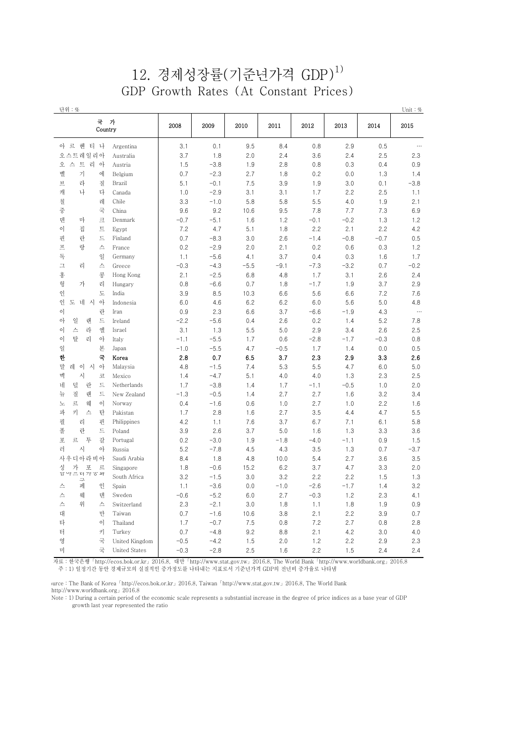# 12. 경제성장률(기준년가격 GDP)[1)]

## GDP Growth Rates (At Constant Prices)

단위 : %　　　　　　　　　　　　　　　　　　　　　　　　　　　　　　　　　　　　　　　　　Unit : %

| 국가 | Country | 2008 | 2009 | 2010 | 2011 | 2012 | 2013 | 2014 | 2015 |
|---|---|---|---|---|---|---|---|---|---|
| 아르헨티나 | Argentina | 3.1 | 0.1 | 9.5 | 8.4 | 0.8 | 2.9 | 0.5 | … |
| 오스트레일리아 | Australia | 3.7 | 1.8 | 2.0 | 2.4 | 3.6 | 2.4 | 2.5 | 2.3 |
| 오스트리아 | Austria | 1.5 | −3.8 | 1.9 | 2.8 | 0.8 | 0.3 | 0.4 | 0.9 |
| 벨기에 | Belgium | 0.7 | −2.3 | 2.7 | 1.8 | 0.2 | 0.0 | 1.3 | 1.4 |
| 브라질 | Brazil | 5.1 | −0.1 | 7.5 | 3.9 | 1.9 | 3.0 | 0.1 | −3.8 |
| 캐나다 | Canada | 1.0 | −2.9 | 3.1 | 3.1 | 1.7 | 2.2 | 2.5 | 1.1 |
| 칠레 | Chile | 3.3 | −1.0 | 5.8 | 5.8 | 5.5 | 4.0 | 1.9 | 2.1 |
| 중국 | China | 9.6 | 9.2 | 10.6 | 9.5 | 7.8 | 7.7 | 7.3 | 6.9 |
| 덴마크 | Denmark | −0.7 | −5.1 | 1.6 | 1.2 | −0.1 | −0.2 | 1.3 | 1.2 |
| 이집트 | Egypt | 7.2 | 4.7 | 5.1 | 1.8 | 2.2 | 2.1 | 2.2 | 4.2 |
| 핀란드 | Finland | 0.7 | −8.3 | 3.0 | 2.6 | −1.4 | −0.8 | −0.7 | 0.5 |
| 프랑스 | France | 0.2 | −2.9 | 2.0 | 2.1 | 0.2 | 0.6 | 0.3 | 1.2 |
| 독일 | Germany | 1.1 | −5.6 | 4.1 | 3.7 | 0.4 | 0.3 | 1.6 | 1.7 |
| 그리스 | Greece | −0.3 | −4.3 | −5.5 | −9.1 | −7.3 | −3.2 | 0.7 | −0.2 |
| 홍콩 | Hong Kong | 2.1 | −2.5 | 6.8 | 4.8 | 1.7 | 3.1 | 2.6 | 2.4 |
| 헝가리 | Hungary | 0.8 | −6.6 | 0.7 | 1.8 | −1.7 | 1.9 | 3.7 | 2.9 |
| 인도 | India | 3.9 | 8.5 | 10.3 | 6.6 | 5.6 | 6.6 | 7.2 | 7.6 |
| 인도네시아 | Indonesia | 6.0 | 4.6 | 6.2 | 6.2 | 6.0 | 5.6 | 5.0 | 4.8 |
| 이란 | Iran | 0.9 | 2.3 | 6.6 | 3.7 | −6.6 | −1.9 | 4.3 | … |
| 아일랜드 | Ireland | −2.2 | −5.6 | 0.4 | 2.6 | 0.2 | 1.4 | 5.2 | 7.8 |
| 이스라엘 | Israel | 3.1 | 1.3 | 5.5 | 5.0 | 2.9 | 3.4 | 2.6 | 2.5 |
| 이탈리아 | Italy | −1.1 | −5.5 | 1.7 | 0.6 | −2.8 | −1.7 | −0.3 | 0.8 |
| 일본 | Japan | −1.0 | −5.5 | 4.7 | −0.5 | 1.7 | 1.4 | 0.0 | 0.5 |
| **한국** | **Korea** | **2.8** | **0.7** | **6.5** | **3.7** | **2.3** | **2.9** | **3.3** | **2.6** |
| 말레이시아 | Malaysia | 4.8 | −1.5 | 7.4 | 5.3 | 5.5 | 4.7 | 6.0 | 5.0 |
| 멕시코 | Mexico | 1.4 | −4.7 | 5.1 | 4.0 | 4.0 | 1.3 | 2.3 | 2.5 |
| 네덜란드 | Netherlands | 1.7 | −3.8 | 1.4 | 1.7 | −1.1 | −0.5 | 1.0 | 2.0 |
| 뉴질랜드 | New Zealand | −1.3 | −0.5 | 1.4 | 2.7 | 2.7 | 1.6 | 3.2 | 3.4 |
| 노르웨이 | Norway | 0.4 | −1.6 | 0.6 | 1.0 | 2.7 | 1.0 | 2.2 | 1.6 |
| 파키스탄 | Pakistan | 1.7 | 2.8 | 1.6 | 2.7 | 3.5 | 4.4 | 4.7 | 5.5 |
| 필리핀 | Philippines | 4.2 | 1.1 | 7.6 | 3.7 | 6.7 | 7.1 | 6.1 | 5.8 |
| 폴란드 | Poland | 3.9 | 2.6 | 3.7 | 5.0 | 1.6 | 1.3 | 3.3 | 3.6 |
| 포르투갈 | Portugal | 0.2 | −3.0 | 1.9 | −1.8 | −4.0 | −1.1 | 0.9 | 1.5 |
| 러시아 | Russia | 5.2 | −7.8 | 4.5 | 4.3 | 3.5 | 1.3 | 0.7 | −3.7 |
| 사우디아라비아 | Saudi Arabia | 8.4 | 1.8 | 4.8 | 10.0 | 5.4 | 2.7 | 3.6 | 3.5 |
| 싱가포르 | Singapore | 1.8 | −0.6 | 15.2 | 6.2 | 3.7 | 4.7 | 3.3 | 2.0 |
| 남아프리카공화국 | South Africa | 3.2 | −1.5 | 3.0 | 3.2 | 2.2 | 2.2 | 1.5 | 1.3 |
| 스페인 | Spain | 1.1 | −3.6 | 0.0 | −1.0 | −2.6 | −1.7 | 1.4 | 3.2 |
| 스웨덴 | Sweden | −0.6 | −5.2 | 6.0 | 2.7 | −0.3 | 1.2 | 2.3 | 4.1 |
| 스위스 | Switzerland | 2.3 | −2.1 | 3.0 | 1.8 | 1.1 | 1.8 | 1.9 | 0.9 |
| 대만 | Taiwan | 0.7 | −1.6 | 10.6 | 3.8 | 2.1 | 2.2 | 3.9 | 0.7 |
| 타이 | Thailand | 1.7 | −0.7 | 7.5 | 0.8 | 7.2 | 2.7 | 0.8 | 2.8 |
| 터키 | Turkey | 0.7 | −4.8 | 9.2 | 8.8 | 2.1 | 4.2 | 3.0 | 4.0 |
| 영국 | United Kingdom | −0.5 | −4.2 | 1.5 | 2.0 | 1.2 | 2.2 | 2.9 | 2.3 |
| 미국 | United States | −0.3 | −2.8 | 2.5 | 1.6 | 2.2 | 1.5 | 2.4 | 2.4 |

자료 : 한국은행「http://ecos.bok.or.kr」2016.8, 대만「http://www.stat.gov.tw」2016.8, The World Bank「http://www.worldbank.org」2016.8
주 : 1) 일정기간 동안 경제규모의 실질적인 증가정도를 나타내는 지표로서 기준년가격 GDP의 전년비 증가율로 나타냄

Source : The Bank of Korea「http://ecos.bok.or.kr」2016.8, Taiwan「http://www.stat.gov.tw」2016.8, The World Bank「http://www.worldbank.org」2016.8
Note : 1) During a certain period of the economic scale represents a substantial increase in the degree of price indices as a base year of GDP growth last year represented the ratio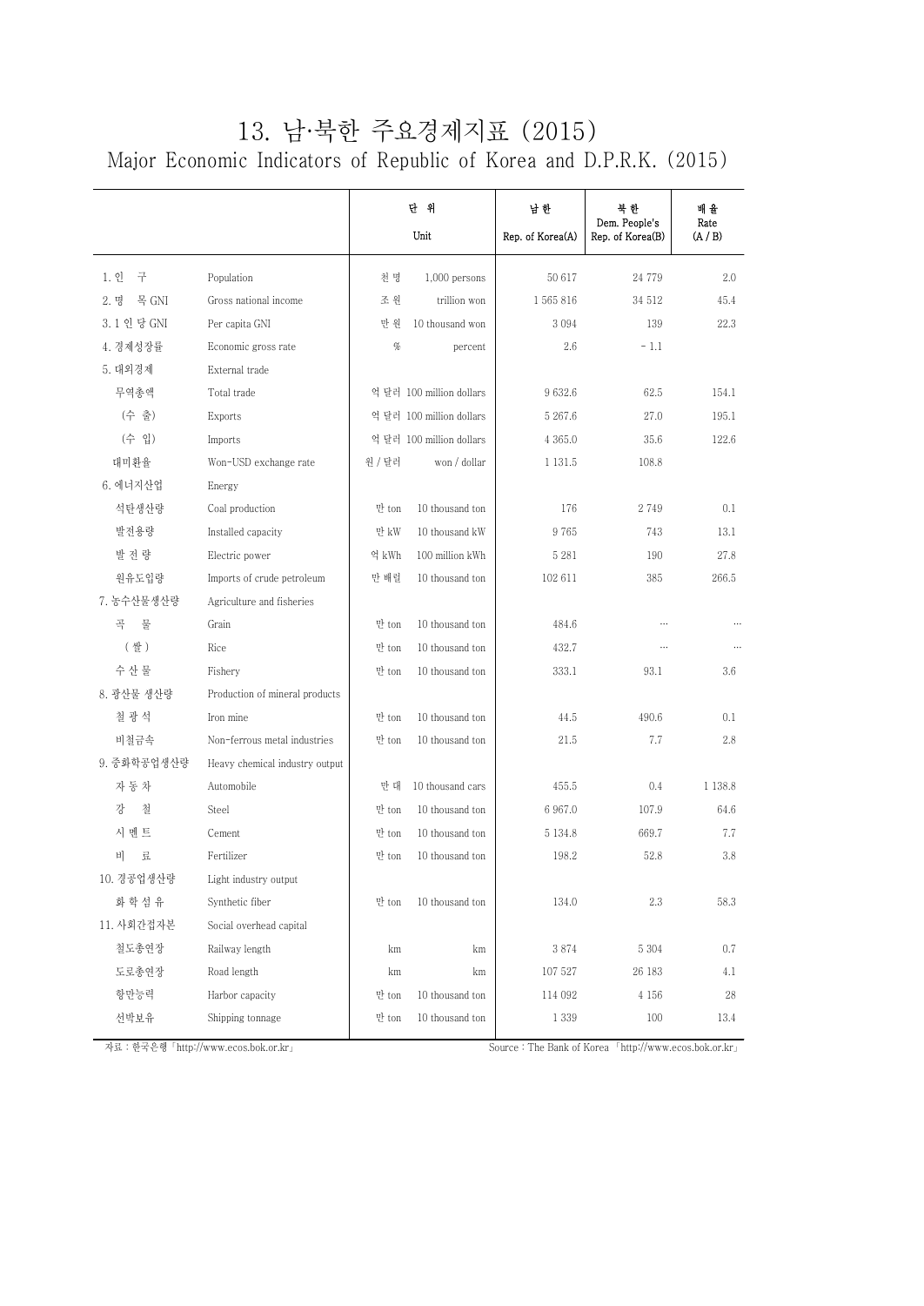# 13. 남·북한 주요경제지표 (2015)

## Major Economic Indicators of Republic of Korea and D.P.R.K. (2015)

| | | 단 위 | Unit | 남한 Rep. of Korea(A) | 북한 Dem. People's Rep. of Korea(B) | 배율 Rate (A / B) |
|---|---|---|---|---|---|---|
| 1. 인 구 | Population | 천 명 | 1,000 persons | 50 617 | 24 779 | 2.0 |
| 2. 명 목 GNI | Gross national income | 조 원 | trillion won | 1 565 816 | 34 512 | 45.4 |
| 3. 1 인 당 GNI | Per capita GNI | 만 원 | 10 thousand won | 3 094 | 139 | 22.3 |
| 4. 경제성장률 | Economic gross rate | % | percent | 2.6 | - 1.1 | |
| 5. 대외경제 | External trade | | | | | |
| 무역총액 | Total trade | 억 달러 | 100 million dollars | 9 632.6 | 62.5 | 154.1 |
| (수 출) | Exports | 억 달러 | 100 million dollars | 5 267.6 | 27.0 | 195.1 |
| (수 입) | Imports | 억 달러 | 100 million dollars | 4 365.0 | 35.6 | 122.6 |
| 대미환율 | Won-USD exchange rate | 원 / 달러 | won / dollar | 1 131.5 | 108.8 | |
| 6. 에너지산업 | Energy | | | | | |
| 석탄생산량 | Coal production | 만 ton | 10 thousand ton | 176 | 2 749 | 0.1 |
| 발전용량 | Installed capacity | 만 kW | 10 thousand kW | 9 765 | 743 | 13.1 |
| 발 전 량 | Electric power | 억 kWh | 100 million kWh | 5 281 | 190 | 27.8 |
| 원유도입량 | Imports of crude petroleum | 만 배럴 | 10 thousand ton | 102 611 | 385 | 266.5 |
| 7. 농수산물생산량 | Agriculture and fisheries | | | | | |
| 곡 물 | Grain | 만 ton | 10 thousand ton | 484.6 | … | … |
| ( 쌀 ) | Rice | 만 ton | 10 thousand ton | 432.7 | … | … |
| 수 산 물 | Fishery | 만 ton | 10 thousand ton | 333.1 | 93.1 | 3.6 |
| 8. 광산물 생산량 | Production of mineral products | | | | | |
| 철 광 석 | Iron mine | 만 ton | 10 thousand ton | 44.5 | 490.6 | 0.1 |
| 비철금속 | Non-ferrous metal industries | 만 ton | 10 thousand ton | 21.5 | 7.7 | 2.8 |
| 9. 중화학공업생산량 | Heavy chemical industry output | | | | | |
| 자 동 차 | Automobile | 만 대 | 10 thousand cars | 455.5 | 0.4 | 1 138.8 |
| 강 철 | Steel | 만 ton | 10 thousand ton | 6 967.0 | 107.9 | 64.6 |
| 시 멘 트 | Cement | 만 ton | 10 thousand ton | 5 134.8 | 669.7 | 7.7 |
| 비 료 | Fertilizer | 만 ton | 10 thousand ton | 198.2 | 52.8 | 3.8 |
| 10. 경공업생산량 | Light industry output | | | | | |
| 화 학 섬 유 | Synthetic fiber | 만 ton | 10 thousand ton | 134.0 | 2.3 | 58.3 |
| 11. 사회간접자본 | Social overhead capital | | | | | |
| 철도총연장 | Railway length | km | km | 3 874 | 5 304 | 0.7 |
| 도로총연장 | Road length | km | km | 107 527 | 26 183 | 4.1 |
| 항만능력 | Harbor capacity | 만 ton | 10 thousand ton | 114 092 | 4 156 | 28 |
| 선박보유 | Shipping tonnage | 만 ton | 10 thousand ton | 1 339 | 100 | 13.4 |

자료 : 한국은행「http://www.ecos.bok.or.kr」

Source : The Bank of Korea 「http://www.ecos.bok.or.kr」